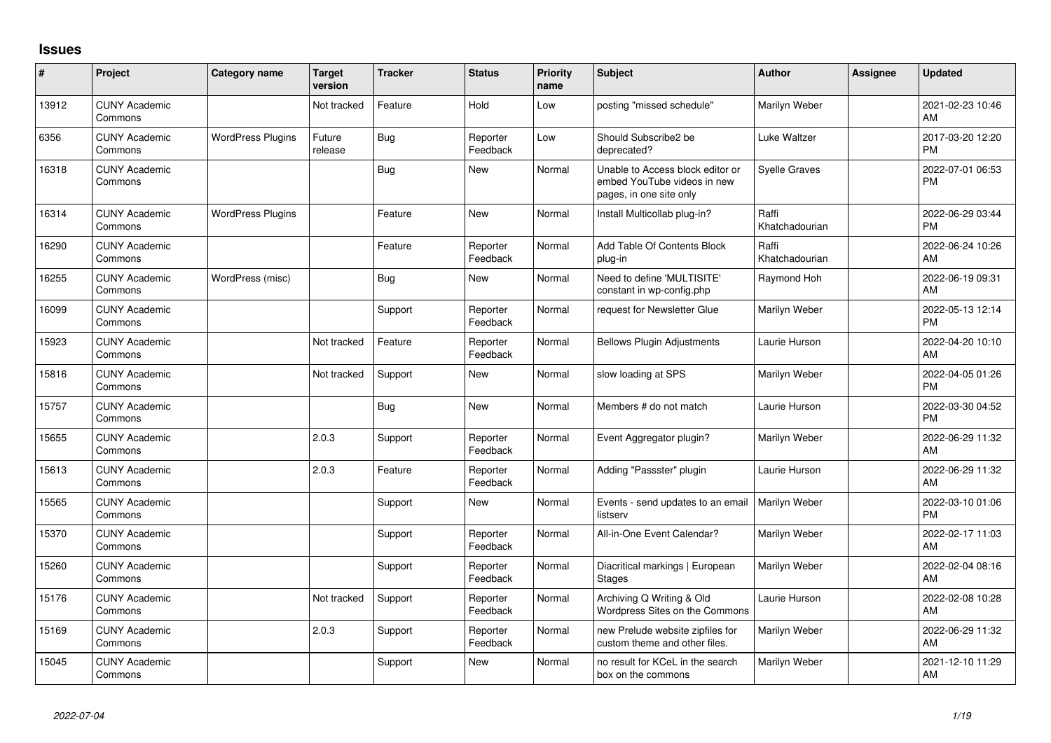# Issues

| # | Project | Category name | Target version | Tracker | Status | Priority name | Subject | Author | Assignee | Updated |
|---|---|---|---|---|---|---|---|---|---|---|
| 13912 | CUNY Academic Commons | | Not tracked | Feature | Hold | Low | posting "missed schedule" | Marilyn Weber | | 2021-02-23 10:46 AM |
| 6356 | CUNY Academic Commons | WordPress Plugins | Future release | Bug | Reporter Feedback | Low | Should Subscribe2 be deprecated? | Luke Waltzer | | 2017-03-20 12:20 PM |
| 16318 | CUNY Academic Commons | | | Bug | New | Normal | Unable to Access block editor or embed YouTube videos in new pages, in one site only | Syelle Graves | | 2022-07-01 06:53 PM |
| 16314 | CUNY Academic Commons | WordPress Plugins | | Feature | New | Normal | Install Multicollab plug-in? | Raffi Khatchadourian | | 2022-06-29 03:44 PM |
| 16290 | CUNY Academic Commons | | | Feature | Reporter Feedback | Normal | Add Table Of Contents Block plug-in | Raffi Khatchadourian | | 2022-06-24 10:26 AM |
| 16255 | CUNY Academic Commons | WordPress (misc) | | Bug | New | Normal | Need to define 'MULTISITE' constant in wp-config.php | Raymond Hoh | | 2022-06-19 09:31 AM |
| 16099 | CUNY Academic Commons | | | Support | Reporter Feedback | Normal | request for Newsletter Glue | Marilyn Weber | | 2022-05-13 12:14 PM |
| 15923 | CUNY Academic Commons | | Not tracked | Feature | Reporter Feedback | Normal | Bellows Plugin Adjustments | Laurie Hurson | | 2022-04-20 10:10 AM |
| 15816 | CUNY Academic Commons | | Not tracked | Support | New | Normal | slow loading at SPS | Marilyn Weber | | 2022-04-05 01:26 PM |
| 15757 | CUNY Academic Commons | | | Bug | New | Normal | Members # do not match | Laurie Hurson | | 2022-03-30 04:52 PM |
| 15655 | CUNY Academic Commons | | 2.0.3 | Support | Reporter Feedback | Normal | Event Aggregator plugin? | Marilyn Weber | | 2022-06-29 11:32 AM |
| 15613 | CUNY Academic Commons | | 2.0.3 | Feature | Reporter Feedback | Normal | Adding "Passster" plugin | Laurie Hurson | | 2022-06-29 11:32 AM |
| 15565 | CUNY Academic Commons | | | Support | New | Normal | Events - send updates to an email listserv | Marilyn Weber | | 2022-03-10 01:06 PM |
| 15370 | CUNY Academic Commons | | | Support | Reporter Feedback | Normal | All-in-One Event Calendar? | Marilyn Weber | | 2022-02-17 11:03 AM |
| 15260 | CUNY Academic Commons | | | Support | Reporter Feedback | Normal | Diacritical markings \| European Stages | Marilyn Weber | | 2022-02-04 08:16 AM |
| 15176 | CUNY Academic Commons | | Not tracked | Support | Reporter Feedback | Normal | Archiving Q Writing & Old Wordpress Sites on the Commons | Laurie Hurson | | 2022-02-08 10:28 AM |
| 15169 | CUNY Academic Commons | | 2.0.3 | Support | Reporter Feedback | Normal | new Prelude website zipfiles for custom theme and other files. | Marilyn Weber | | 2022-06-29 11:32 AM |
| 15045 | CUNY Academic Commons | | | Support | New | Normal | no result for KCeL in the search box on the commons | Marilyn Weber | | 2021-12-10 11:29 AM |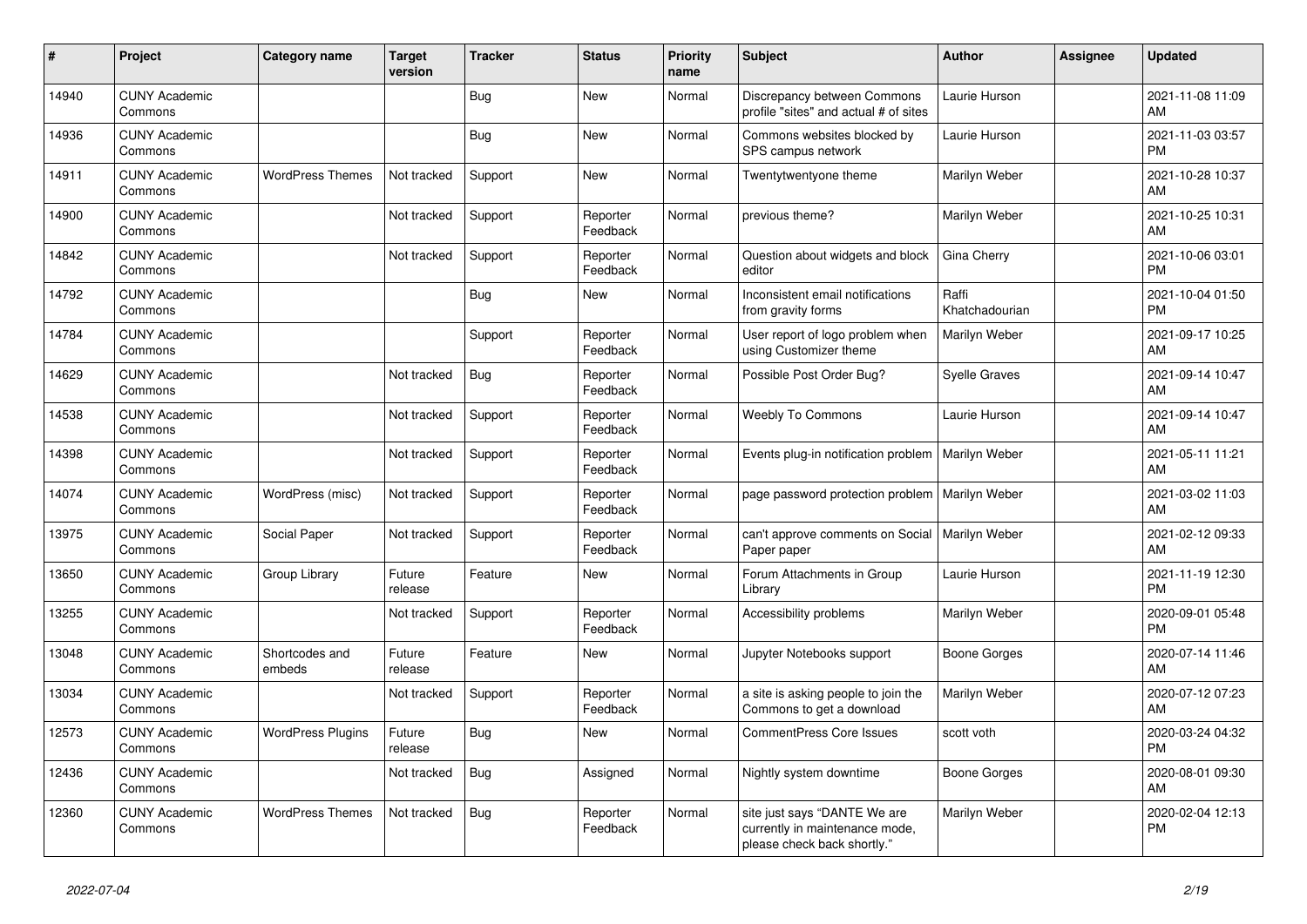| # | Project | Category name | Target version | Tracker | Status | Priority name | Subject | Author | Assignee | Updated |
|---|---|---|---|---|---|---|---|---|---|---|
| 14940 | CUNY Academic Commons | | | Bug | New | Normal | Discrepancy between Commons profile "sites" and actual # of sites | Laurie Hurson | | 2021-11-08 11:09 AM |
| 14936 | CUNY Academic Commons | | | Bug | New | Normal | Commons websites blocked by SPS campus network | Laurie Hurson | | 2021-11-03 03:57 PM |
| 14911 | CUNY Academic Commons | WordPress Themes | Not tracked | Support | New | Normal | Twentytwentyone theme | Marilyn Weber | | 2021-10-28 10:37 AM |
| 14900 | CUNY Academic Commons | | Not tracked | Support | Reporter Feedback | Normal | previous theme? | Marilyn Weber | | 2021-10-25 10:31 AM |
| 14842 | CUNY Academic Commons | | Not tracked | Support | Reporter Feedback | Normal | Question about widgets and block editor | Gina Cherry | | 2021-10-06 03:01 PM |
| 14792 | CUNY Academic Commons | | | Bug | New | Normal | Inconsistent email notifications from gravity forms | Raffi Khatchadourian | | 2021-10-04 01:50 PM |
| 14784 | CUNY Academic Commons | | | Support | Reporter Feedback | Normal | User report of logo problem when using Customizer theme | Marilyn Weber | | 2021-09-17 10:25 AM |
| 14629 | CUNY Academic Commons | | Not tracked | Bug | Reporter Feedback | Normal | Possible Post Order Bug? | Syelle Graves | | 2021-09-14 10:47 AM |
| 14538 | CUNY Academic Commons | | Not tracked | Support | Reporter Feedback | Normal | Weebly To Commons | Laurie Hurson | | 2021-09-14 10:47 AM |
| 14398 | CUNY Academic Commons | | Not tracked | Support | Reporter Feedback | Normal | Events plug-in notification problem | Marilyn Weber | | 2021-05-11 11:21 AM |
| 14074 | CUNY Academic Commons | WordPress (misc) | Not tracked | Support | Reporter Feedback | Normal | page password protection problem | Marilyn Weber | | 2021-03-02 11:03 AM |
| 13975 | CUNY Academic Commons | Social Paper | Not tracked | Support | Reporter Feedback | Normal | can't approve comments on Social Paper paper | Marilyn Weber | | 2021-02-12 09:33 AM |
| 13650 | CUNY Academic Commons | Group Library | Future release | Feature | New | Normal | Forum Attachments in Group Library | Laurie Hurson | | 2021-11-19 12:30 PM |
| 13255 | CUNY Academic Commons | | Not tracked | Support | Reporter Feedback | Normal | Accessibility problems | Marilyn Weber | | 2020-09-01 05:48 PM |
| 13048 | CUNY Academic Commons | Shortcodes and embeds | Future release | Feature | New | Normal | Jupyter Notebooks support | Boone Gorges | | 2020-07-14 11:46 AM |
| 13034 | CUNY Academic Commons | | Not tracked | Support | Reporter Feedback | Normal | a site is asking people to join the Commons to get a download | Marilyn Weber | | 2020-07-12 07:23 AM |
| 12573 | CUNY Academic Commons | WordPress Plugins | Future release | Bug | New | Normal | CommentPress Core Issues | scott voth | | 2020-03-24 04:32 PM |
| 12436 | CUNY Academic Commons | | Not tracked | Bug | Assigned | Normal | Nightly system downtime | Boone Gorges | | 2020-08-01 09:30 AM |
| 12360 | CUNY Academic Commons | WordPress Themes | Not tracked | Bug | Reporter Feedback | Normal | site just says "DANTE We are currently in maintenance mode, please check back shortly." | Marilyn Weber | | 2020-02-04 12:13 PM |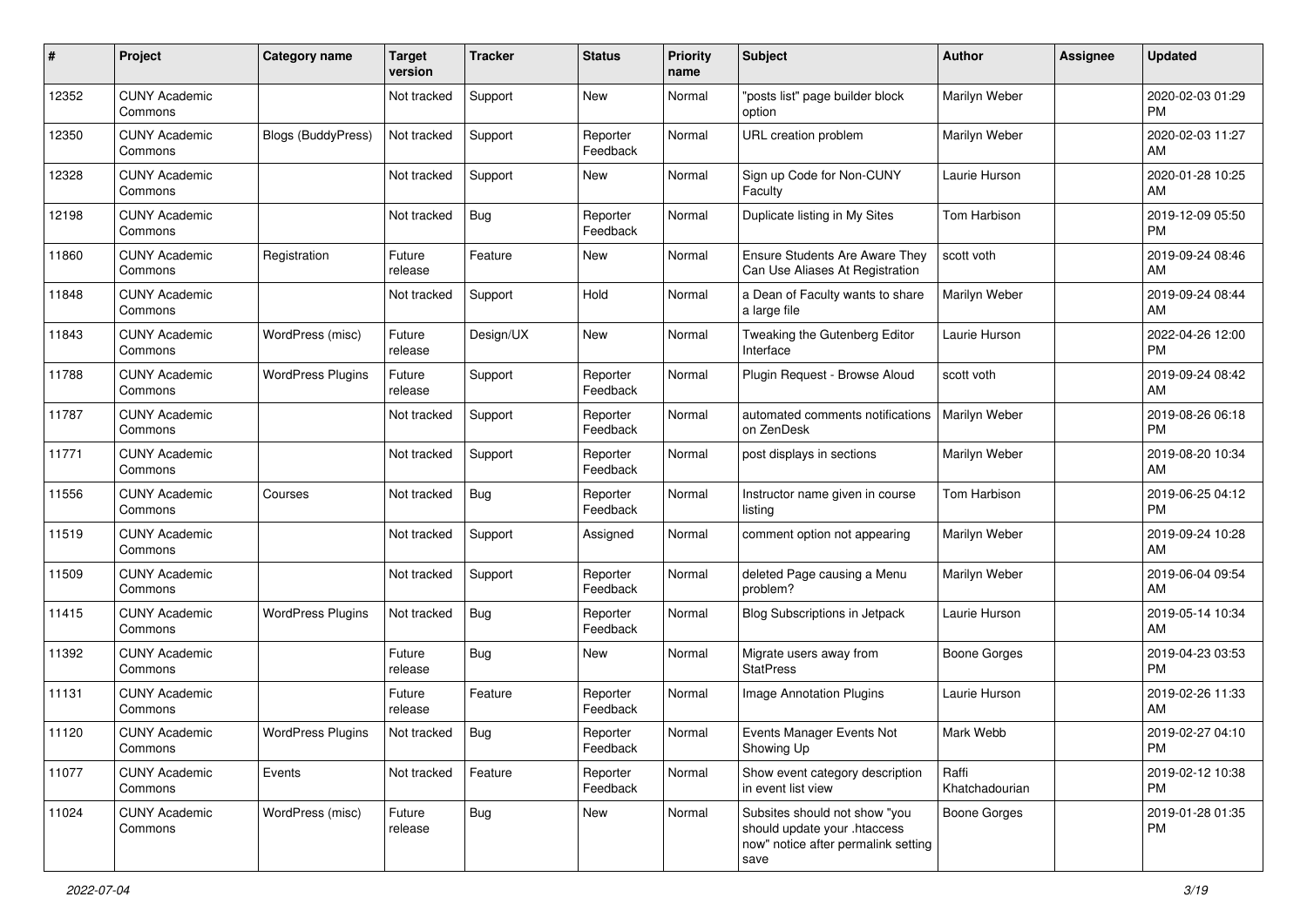| # | Project | Category name | Target version | Tracker | Status | Priority name | Subject | Author | Assignee | Updated |
|---|---|---|---|---|---|---|---|---|---|---|
| 12352 | CUNY Academic Commons | | Not tracked | Support | New | Normal | "posts list" page builder block option | Marilyn Weber | | 2020-02-03 01:29 PM |
| 12350 | CUNY Academic Commons | Blogs (BuddyPress) | Not tracked | Support | Reporter Feedback | Normal | URL creation problem | Marilyn Weber | | 2020-02-03 11:27 AM |
| 12328 | CUNY Academic Commons | | Not tracked | Support | New | Normal | Sign up Code for Non-CUNY Faculty | Laurie Hurson | | 2020-01-28 10:25 AM |
| 12198 | CUNY Academic Commons | | Not tracked | Bug | Reporter Feedback | Normal | Duplicate listing in My Sites | Tom Harbison | | 2019-12-09 05:50 PM |
| 11860 | CUNY Academic Commons | Registration | Future release | Feature | New | Normal | Ensure Students Are Aware They Can Use Aliases At Registration | scott voth | | 2019-09-24 08:46 AM |
| 11848 | CUNY Academic Commons | | Not tracked | Support | Hold | Normal | a Dean of Faculty wants to share a large file | Marilyn Weber | | 2019-09-24 08:44 AM |
| 11843 | CUNY Academic Commons | WordPress (misc) | Future release | Design/UX | New | Normal | Tweaking the Gutenberg Editor Interface | Laurie Hurson | | 2022-04-26 12:00 PM |
| 11788 | CUNY Academic Commons | WordPress Plugins | Future release | Support | Reporter Feedback | Normal | Plugin Request - Browse Aloud | scott voth | | 2019-09-24 08:42 AM |
| 11787 | CUNY Academic Commons | | Not tracked | Support | Reporter Feedback | Normal | automated comments notifications on ZenDesk | Marilyn Weber | | 2019-08-26 06:18 PM |
| 11771 | CUNY Academic Commons | | Not tracked | Support | Reporter Feedback | Normal | post displays in sections | Marilyn Weber | | 2019-08-20 10:34 AM |
| 11556 | CUNY Academic Commons | Courses | Not tracked | Bug | Reporter Feedback | Normal | Instructor name given in course listing | Tom Harbison | | 2019-06-25 04:12 PM |
| 11519 | CUNY Academic Commons | | Not tracked | Support | Assigned | Normal | comment option not appearing | Marilyn Weber | | 2019-09-24 10:28 AM |
| 11509 | CUNY Academic Commons | | Not tracked | Support | Reporter Feedback | Normal | deleted Page causing a Menu problem? | Marilyn Weber | | 2019-06-04 09:54 AM |
| 11415 | CUNY Academic Commons | WordPress Plugins | Not tracked | Bug | Reporter Feedback | Normal | Blog Subscriptions in Jetpack | Laurie Hurson | | 2019-05-14 10:34 AM |
| 11392 | CUNY Academic Commons | | Future release | Bug | New | Normal | Migrate users away from StatPress | Boone Gorges | | 2019-04-23 03:53 PM |
| 11131 | CUNY Academic Commons | | Future release | Feature | Reporter Feedback | Normal | Image Annotation Plugins | Laurie Hurson | | 2019-02-26 11:33 AM |
| 11120 | CUNY Academic Commons | WordPress Plugins | Not tracked | Bug | Reporter Feedback | Normal | Events Manager Events Not Showing Up | Mark Webb | | 2019-02-27 04:10 PM |
| 11077 | CUNY Academic Commons | Events | Not tracked | Feature | Reporter Feedback | Normal | Show event category description in event list view | Raffi Khatchadourian | | 2019-02-12 10:38 PM |
| 11024 | CUNY Academic Commons | WordPress (misc) | Future release | Bug | New | Normal | Subsites should not show "you should update your .htaccess now" notice after permalink setting save | Boone Gorges | | 2019-01-28 01:35 PM |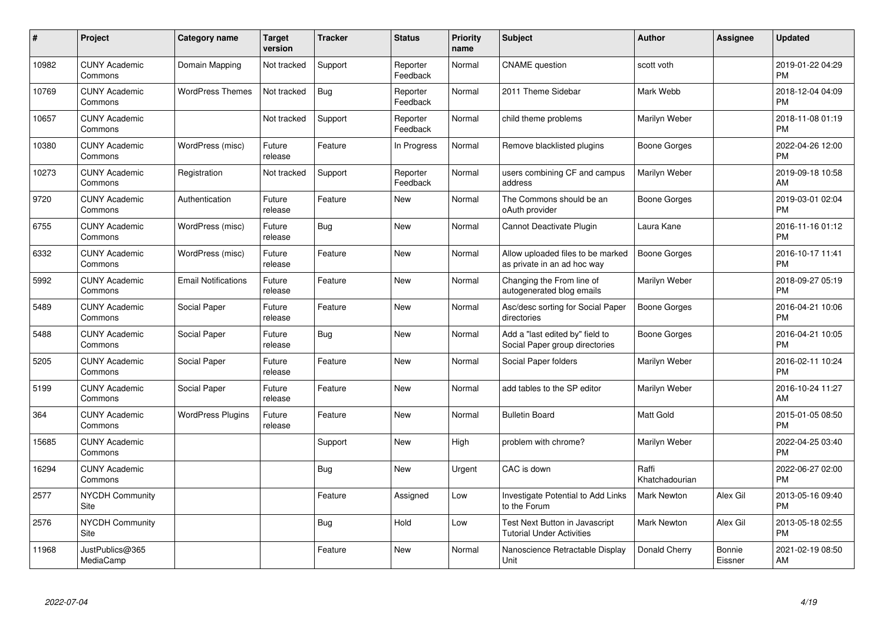| # | Project | Category name | Target version | Tracker | Status | Priority name | Subject | Author | Assignee | Updated |
|---|---|---|---|---|---|---|---|---|---|---|
| 10982 | CUNY Academic Commons | Domain Mapping | Not tracked | Support | Reporter Feedback | Normal | CNAME question | scott voth | | 2019-01-22 04:29 PM |
| 10769 | CUNY Academic Commons | WordPress Themes | Not tracked | Bug | Reporter Feedback | Normal | 2011 Theme Sidebar | Mark Webb | | 2018-12-04 04:09 PM |
| 10657 | CUNY Academic Commons | | Not tracked | Support | Reporter Feedback | Normal | child theme problems | Marilyn Weber | | 2018-11-08 01:19 PM |
| 10380 | CUNY Academic Commons | WordPress (misc) | Future release | Feature | In Progress | Normal | Remove blacklisted plugins | Boone Gorges | | 2022-04-26 12:00 PM |
| 10273 | CUNY Academic Commons | Registration | Not tracked | Support | Reporter Feedback | Normal | users combining CF and campus address | Marilyn Weber | | 2019-09-18 10:58 AM |
| 9720 | CUNY Academic Commons | Authentication | Future release | Feature | New | Normal | The Commons should be an oAuth provider | Boone Gorges | | 2019-03-01 02:04 PM |
| 6755 | CUNY Academic Commons | WordPress (misc) | Future release | Bug | New | Normal | Cannot Deactivate Plugin | Laura Kane | | 2016-11-16 01:12 PM |
| 6332 | CUNY Academic Commons | WordPress (misc) | Future release | Feature | New | Normal | Allow uploaded files to be marked as private in an ad hoc way | Boone Gorges | | 2016-10-17 11:41 PM |
| 5992 | CUNY Academic Commons | Email Notifications | Future release | Feature | New | Normal | Changing the From line of autogenerated blog emails | Marilyn Weber | | 2018-09-27 05:19 PM |
| 5489 | CUNY Academic Commons | Social Paper | Future release | Feature | New | Normal | Asc/desc sorting for Social Paper directories | Boone Gorges | | 2016-04-21 10:06 PM |
| 5488 | CUNY Academic Commons | Social Paper | Future release | Bug | New | Normal | Add a "last edited by" field to Social Paper group directories | Boone Gorges | | 2016-04-21 10:05 PM |
| 5205 | CUNY Academic Commons | Social Paper | Future release | Feature | New | Normal | Social Paper folders | Marilyn Weber | | 2016-02-11 10:24 PM |
| 5199 | CUNY Academic Commons | Social Paper | Future release | Feature | New | Normal | add tables to the SP editor | Marilyn Weber | | 2016-10-24 11:27 AM |
| 364 | CUNY Academic Commons | WordPress Plugins | Future release | Feature | New | Normal | Bulletin Board | Matt Gold | | 2015-01-05 08:50 PM |
| 15685 | CUNY Academic Commons | | | Support | New | High | problem with chrome? | Marilyn Weber | | 2022-04-25 03:40 PM |
| 16294 | CUNY Academic Commons | | | Bug | New | Urgent | CAC is down | Raffi Khatchadourian | | 2022-06-27 02:00 PM |
| 2577 | NYCDH Community Site | | | Feature | Assigned | Low | Investigate Potential to Add Links to the Forum | Mark Newton | Alex Gil | 2013-05-16 09:40 PM |
| 2576 | NYCDH Community Site | | | Bug | Hold | Low | Test Next Button in Javascript Tutorial Under Activities | Mark Newton | Alex Gil | 2013-05-18 02:55 PM |
| 11968 | JustPublics@365 MediaCamp | | | Feature | New | Normal | Nanoscience Retractable Display Unit | Donald Cherry | Bonnie Eissner | 2021-02-19 08:50 AM |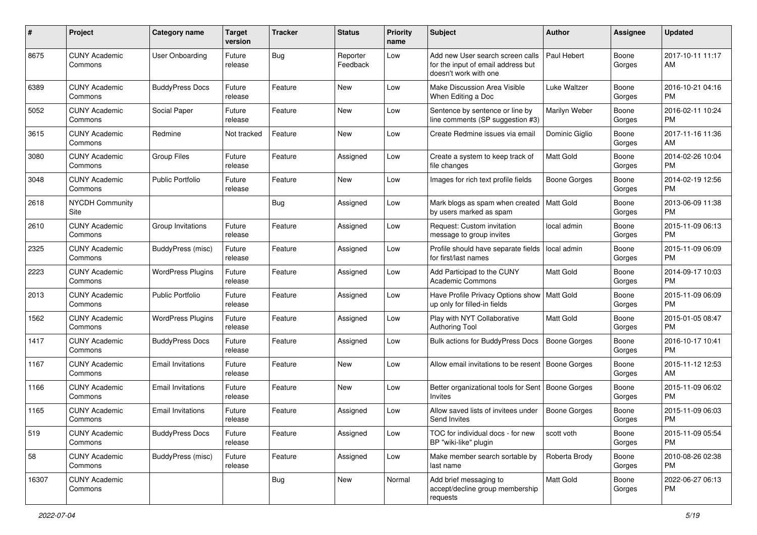| # | Project | Category name | Target version | Tracker | Status | Priority name | Subject | Author | Assignee | Updated |
|---|---|---|---|---|---|---|---|---|---|---|
| 8675 | CUNY Academic Commons | User Onboarding | Future release | Bug | Reporter Feedback | Low | Add new User search screen calls for the input of email address but doesn't work with one | Paul Hebert | Boone Gorges | 2017-10-11 11:17 AM |
| 6389 | CUNY Academic Commons | BuddyPress Docs | Future release | Feature | New | Low | Make Discussion Area Visible When Editing a Doc | Luke Waltzer | Boone Gorges | 2016-10-21 04:16 PM |
| 5052 | CUNY Academic Commons | Social Paper | Future release | Feature | New | Low | Sentence by sentence or line by line comments (SP suggestion #3) | Marilyn Weber | Boone Gorges | 2016-02-11 10:24 PM |
| 3615 | CUNY Academic Commons | Redmine | Not tracked | Feature | New | Low | Create Redmine issues via email | Dominic Giglio | Boone Gorges | 2017-11-16 11:36 AM |
| 3080 | CUNY Academic Commons | Group Files | Future release | Feature | Assigned | Low | Create a system to keep track of file changes | Matt Gold | Boone Gorges | 2014-02-26 10:04 PM |
| 3048 | CUNY Academic Commons | Public Portfolio | Future release | Feature | New | Low | Images for rich text profile fields | Boone Gorges | Boone Gorges | 2014-02-19 12:56 PM |
| 2618 | NYCDH Community Site | | | Bug | Assigned | Low | Mark blogs as spam when created by users marked as spam | Matt Gold | Boone Gorges | 2013-06-09 11:38 PM |
| 2610 | CUNY Academic Commons | Group Invitations | Future release | Feature | Assigned | Low | Request: Custom invitation message to group invites | local admin | Boone Gorges | 2015-11-09 06:13 PM |
| 2325 | CUNY Academic Commons | BuddyPress (misc) | Future release | Feature | Assigned | Low | Profile should have separate fields for first/last names | local admin | Boone Gorges | 2015-11-09 06:09 PM |
| 2223 | CUNY Academic Commons | WordPress Plugins | Future release | Feature | Assigned | Low | Add Participad to the CUNY Academic Commons | Matt Gold | Boone Gorges | 2014-09-17 10:03 PM |
| 2013 | CUNY Academic Commons | Public Portfolio | Future release | Feature | Assigned | Low | Have Profile Privacy Options show up only for filled-in fields | Matt Gold | Boone Gorges | 2015-11-09 06:09 PM |
| 1562 | CUNY Academic Commons | WordPress Plugins | Future release | Feature | Assigned | Low | Play with NYT Collaborative Authoring Tool | Matt Gold | Boone Gorges | 2015-01-05 08:47 PM |
| 1417 | CUNY Academic Commons | BuddyPress Docs | Future release | Feature | Assigned | Low | Bulk actions for BuddyPress Docs | Boone Gorges | Boone Gorges | 2016-10-17 10:41 PM |
| 1167 | CUNY Academic Commons | Email Invitations | Future release | Feature | New | Low | Allow email invitations to be resent | Boone Gorges | Boone Gorges | 2015-11-12 12:53 AM |
| 1166 | CUNY Academic Commons | Email Invitations | Future release | Feature | New | Low | Better organizational tools for Sent Invites | Boone Gorges | Boone Gorges | 2015-11-09 06:02 PM |
| 1165 | CUNY Academic Commons | Email Invitations | Future release | Feature | Assigned | Low | Allow saved lists of invitees under Send Invites | Boone Gorges | Boone Gorges | 2015-11-09 06:03 PM |
| 519 | CUNY Academic Commons | BuddyPress Docs | Future release | Feature | Assigned | Low | TOC for individual docs - for new BP "wiki-like" plugin | scott voth | Boone Gorges | 2015-11-09 05:54 PM |
| 58 | CUNY Academic Commons | BuddyPress (misc) | Future release | Feature | Assigned | Low | Make member search sortable by last name | Roberta Brody | Boone Gorges | 2010-08-26 02:38 PM |
| 16307 | CUNY Academic Commons | | | Bug | New | Normal | Add brief messaging to accept/decline group membership requests | Matt Gold | Boone Gorges | 2022-06-27 06:13 PM |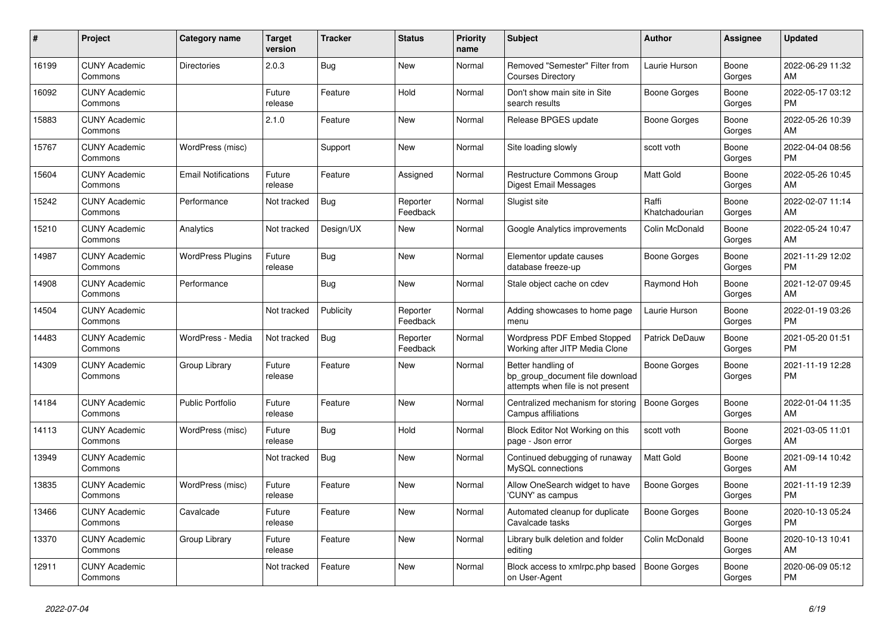| # | Project | Category name | Target version | Tracker | Status | Priority name | Subject | Author | Assignee | Updated |
|---|---|---|---|---|---|---|---|---|---|---|
| 16199 | CUNY Academic Commons | Directories | 2.0.3 | Bug | New | Normal | Removed "Semester" Filter from Courses Directory | Laurie Hurson | Boone Gorges | 2022-06-29 11:32 AM |
| 16092 | CUNY Academic Commons | | Future release | Feature | Hold | Normal | Don't show main site in Site search results | Boone Gorges | Boone Gorges | 2022-05-17 03:12 PM |
| 15883 | CUNY Academic Commons | | 2.1.0 | Feature | New | Normal | Release BPGES update | Boone Gorges | Boone Gorges | 2022-05-26 10:39 AM |
| 15767 | CUNY Academic Commons | WordPress (misc) | | Support | New | Normal | Site loading slowly | scott voth | Boone Gorges | 2022-04-04 08:56 PM |
| 15604 | CUNY Academic Commons | Email Notifications | Future release | Feature | Assigned | Normal | Restructure Commons Group Digest Email Messages | Matt Gold | Boone Gorges | 2022-05-26 10:45 AM |
| 15242 | CUNY Academic Commons | Performance | Not tracked | Bug | Reporter Feedback | Normal | Slugist site | Raffi Khatchadourian | Boone Gorges | 2022-02-07 11:14 AM |
| 15210 | CUNY Academic Commons | Analytics | Not tracked | Design/UX | New | Normal | Google Analytics improvements | Colin McDonald | Boone Gorges | 2022-05-24 10:47 AM |
| 14987 | CUNY Academic Commons | WordPress Plugins | Future release | Bug | New | Normal | Elementor update causes database freeze-up | Boone Gorges | Boone Gorges | 2021-11-29 12:02 PM |
| 14908 | CUNY Academic Commons | Performance | | Bug | New | Normal | Stale object cache on cdev | Raymond Hoh | Boone Gorges | 2021-12-07 09:45 AM |
| 14504 | CUNY Academic Commons | | Not tracked | Publicity | Reporter Feedback | Normal | Adding showcases to home page menu | Laurie Hurson | Boone Gorges | 2022-01-19 03:26 PM |
| 14483 | CUNY Academic Commons | WordPress - Media | Not tracked | Bug | Reporter Feedback | Normal | Wordpress PDF Embed Stopped Working after JITP Media Clone | Patrick DeDauw | Boone Gorges | 2021-05-20 01:51 PM |
| 14309 | CUNY Academic Commons | Group Library | Future release | Feature | New | Normal | Better handling of bp_group_document file download attempts when file is not present | Boone Gorges | Boone Gorges | 2021-11-19 12:28 PM |
| 14184 | CUNY Academic Commons | Public Portfolio | Future release | Feature | New | Normal | Centralized mechanism for storing Campus affiliations | Boone Gorges | Boone Gorges | 2022-01-04 11:35 AM |
| 14113 | CUNY Academic Commons | WordPress (misc) | Future release | Bug | Hold | Normal | Block Editor Not Working on this page - Json error | scott voth | Boone Gorges | 2021-03-05 11:01 AM |
| 13949 | CUNY Academic Commons | | Not tracked | Bug | New | Normal | Continued debugging of runaway MySQL connections | Matt Gold | Boone Gorges | 2021-09-14 10:42 AM |
| 13835 | CUNY Academic Commons | WordPress (misc) | Future release | Feature | New | Normal | Allow OneSearch widget to have 'CUNY' as campus | Boone Gorges | Boone Gorges | 2021-11-19 12:39 PM |
| 13466 | CUNY Academic Commons | Cavalcade | Future release | Feature | New | Normal | Automated cleanup for duplicate Cavalcade tasks | Boone Gorges | Boone Gorges | 2020-10-13 05:24 PM |
| 13370 | CUNY Academic Commons | Group Library | Future release | Feature | New | Normal | Library bulk deletion and folder editing | Colin McDonald | Boone Gorges | 2020-10-13 10:41 AM |
| 12911 | CUNY Academic Commons | | Not tracked | Feature | New | Normal | Block access to xmlrpc.php based on User-Agent | Boone Gorges | Boone Gorges | 2020-06-09 05:12 PM |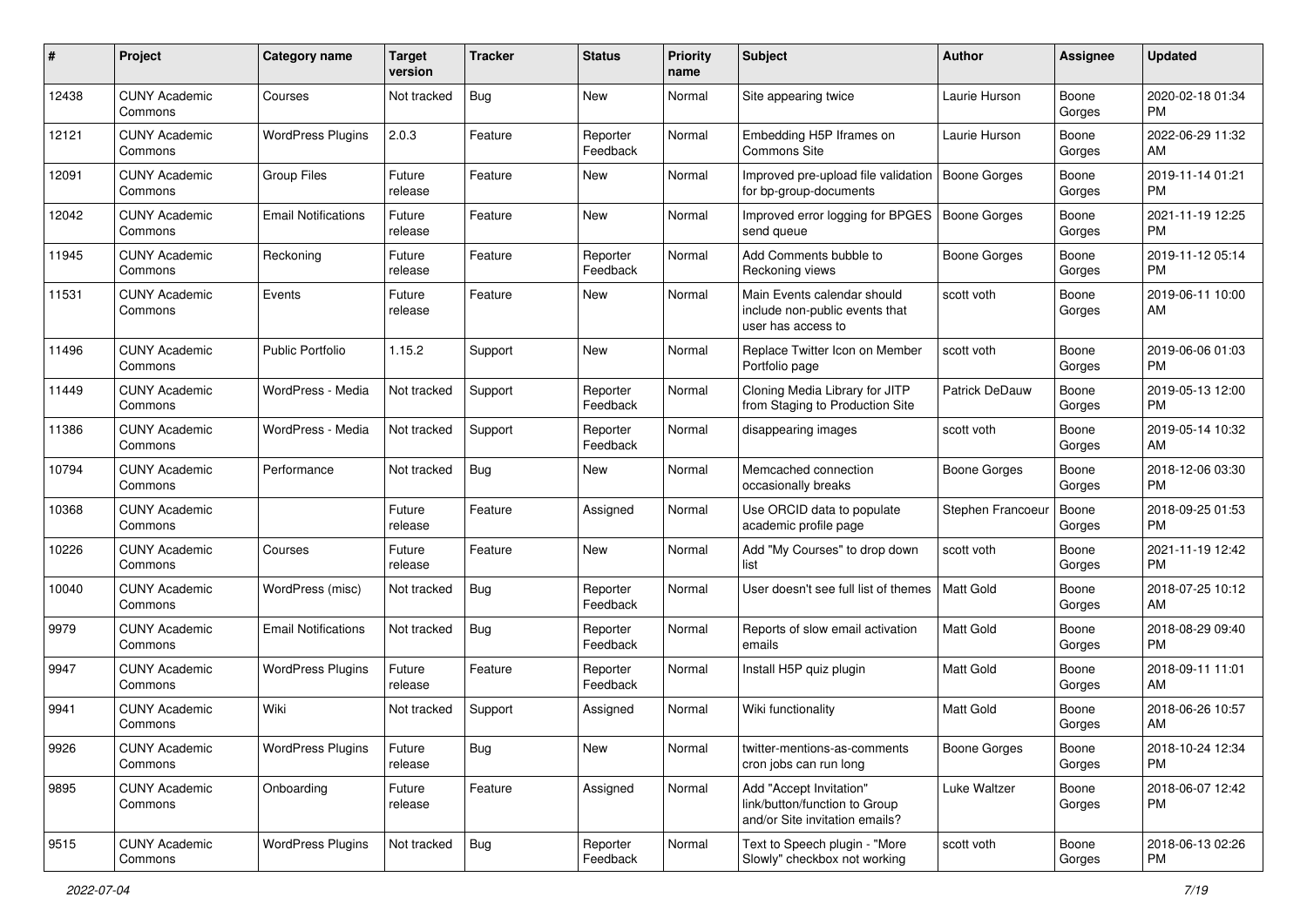| # | Project | Category name | Target version | Tracker | Status | Priority name | Subject | Author | Assignee | Updated |
|---|---|---|---|---|---|---|---|---|---|---|
| 12438 | CUNY Academic Commons | Courses | Not tracked | Bug | New | Normal | Site appearing twice | Laurie Hurson | Boone Gorges | 2020-02-18 01:34 PM |
| 12121 | CUNY Academic Commons | WordPress Plugins | 2.0.3 | Feature | Reporter Feedback | Normal | Embedding H5P Iframes on Commons Site | Laurie Hurson | Boone Gorges | 2022-06-29 11:32 AM |
| 12091 | CUNY Academic Commons | Group Files | Future release | Feature | New | Normal | Improved pre-upload file validation for bp-group-documents | Boone Gorges | Boone Gorges | 2019-11-14 01:21 PM |
| 12042 | CUNY Academic Commons | Email Notifications | Future release | Feature | New | Normal | Improved error logging for BPGES send queue | Boone Gorges | Boone Gorges | 2021-11-19 12:25 PM |
| 11945 | CUNY Academic Commons | Reckoning | Future release | Feature | Reporter Feedback | Normal | Add Comments bubble to Reckoning views | Boone Gorges | Boone Gorges | 2019-11-12 05:14 PM |
| 11531 | CUNY Academic Commons | Events | Future release | Feature | New | Normal | Main Events calendar should include non-public events that user has access to | scott voth | Boone Gorges | 2019-06-11 10:00 AM |
| 11496 | CUNY Academic Commons | Public Portfolio | 1.15.2 | Support | New | Normal | Replace Twitter Icon on Member Portfolio page | scott voth | Boone Gorges | 2019-06-06 01:03 PM |
| 11449 | CUNY Academic Commons | WordPress - Media | Not tracked | Support | Reporter Feedback | Normal | Cloning Media Library for JITP from Staging to Production Site | Patrick DeDauw | Boone Gorges | 2019-05-13 12:00 PM |
| 11386 | CUNY Academic Commons | WordPress - Media | Not tracked | Support | Reporter Feedback | Normal | disappearing images | scott voth | Boone Gorges | 2019-05-14 10:32 AM |
| 10794 | CUNY Academic Commons | Performance | Not tracked | Bug | New | Normal | Memcached connection occasionally breaks | Boone Gorges | Boone Gorges | 2018-12-06 03:30 PM |
| 10368 | CUNY Academic Commons | | Future release | Feature | Assigned | Normal | Use ORCID data to populate academic profile page | Stephen Francoeur | Boone Gorges | 2018-09-25 01:53 PM |
| 10226 | CUNY Academic Commons | Courses | Future release | Feature | New | Normal | Add "My Courses" to drop down list | scott voth | Boone Gorges | 2021-11-19 12:42 PM |
| 10040 | CUNY Academic Commons | WordPress (misc) | Not tracked | Bug | Reporter Feedback | Normal | User doesn't see full list of themes | Matt Gold | Boone Gorges | 2018-07-25 10:12 AM |
| 9979 | CUNY Academic Commons | Email Notifications | Not tracked | Bug | Reporter Feedback | Normal | Reports of slow email activation emails | Matt Gold | Boone Gorges | 2018-08-29 09:40 PM |
| 9947 | CUNY Academic Commons | WordPress Plugins | Future release | Feature | Reporter Feedback | Normal | Install H5P quiz plugin | Matt Gold | Boone Gorges | 2018-09-11 11:01 AM |
| 9941 | CUNY Academic Commons | Wiki | Not tracked | Support | Assigned | Normal | Wiki functionality | Matt Gold | Boone Gorges | 2018-06-26 10:57 AM |
| 9926 | CUNY Academic Commons | WordPress Plugins | Future release | Bug | New | Normal | twitter-mentions-as-comments cron jobs can run long | Boone Gorges | Boone Gorges | 2018-10-24 12:34 PM |
| 9895 | CUNY Academic Commons | Onboarding | Future release | Feature | Assigned | Normal | Add "Accept Invitation" link/button/function to Group and/or Site invitation emails? | Luke Waltzer | Boone Gorges | 2018-06-07 12:42 PM |
| 9515 | CUNY Academic Commons | WordPress Plugins | Not tracked | Bug | Reporter Feedback | Normal | Text to Speech plugin - "More Slowly" checkbox not working | scott voth | Boone Gorges | 2018-06-13 02:26 PM |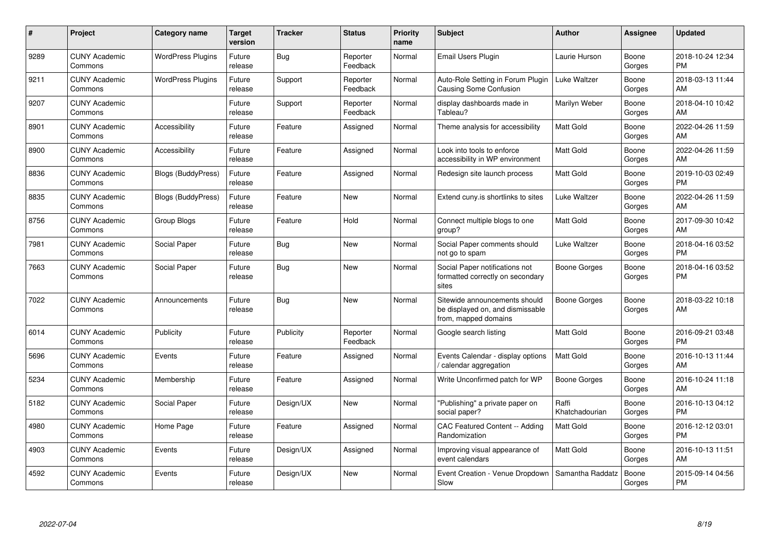| # | Project | Category name | Target version | Tracker | Status | Priority name | Subject | Author | Assignee | Updated |
|---|---|---|---|---|---|---|---|---|---|---|
| 9289 | CUNY Academic Commons | WordPress Plugins | Future release | Bug | Reporter Feedback | Normal | Email Users Plugin | Laurie Hurson | Boone Gorges | 2018-10-24 12:34 PM |
| 9211 | CUNY Academic Commons | WordPress Plugins | Future release | Support | Reporter Feedback | Normal | Auto-Role Setting in Forum Plugin Causing Some Confusion | Luke Waltzer | Boone Gorges | 2018-03-13 11:44 AM |
| 9207 | CUNY Academic Commons | | Future release | Support | Reporter Feedback | Normal | display dashboards made in Tableau? | Marilyn Weber | Boone Gorges | 2018-04-10 10:42 AM |
| 8901 | CUNY Academic Commons | Accessibility | Future release | Feature | Assigned | Normal | Theme analysis for accessibility | Matt Gold | Boone Gorges | 2022-04-26 11:59 AM |
| 8900 | CUNY Academic Commons | Accessibility | Future release | Feature | Assigned | Normal | Look into tools to enforce accessibility in WP environment | Matt Gold | Boone Gorges | 2022-04-26 11:59 AM |
| 8836 | CUNY Academic Commons | Blogs (BuddyPress) | Future release | Feature | Assigned | Normal | Redesign site launch process | Matt Gold | Boone Gorges | 2019-10-03 02:49 PM |
| 8835 | CUNY Academic Commons | Blogs (BuddyPress) | Future release | Feature | New | Normal | Extend cuny.is shortlinks to sites | Luke Waltzer | Boone Gorges | 2022-04-26 11:59 AM |
| 8756 | CUNY Academic Commons | Group Blogs | Future release | Feature | Hold | Normal | Connect multiple blogs to one group? | Matt Gold | Boone Gorges | 2017-09-30 10:42 AM |
| 7981 | CUNY Academic Commons | Social Paper | Future release | Bug | New | Normal | Social Paper comments should not go to spam | Luke Waltzer | Boone Gorges | 2018-04-16 03:52 PM |
| 7663 | CUNY Academic Commons | Social Paper | Future release | Bug | New | Normal | Social Paper notifications not formatted correctly on secondary sites | Boone Gorges | Boone Gorges | 2018-04-16 03:52 PM |
| 7022 | CUNY Academic Commons | Announcements | Future release | Bug | New | Normal | Sitewide announcements should be displayed on, and dismissable from, mapped domains | Boone Gorges | Boone Gorges | 2018-03-22 10:18 AM |
| 6014 | CUNY Academic Commons | Publicity | Future release | Publicity | Reporter Feedback | Normal | Google search listing | Matt Gold | Boone Gorges | 2016-09-21 03:48 PM |
| 5696 | CUNY Academic Commons | Events | Future release | Feature | Assigned | Normal | Events Calendar - display options / calendar aggregation | Matt Gold | Boone Gorges | 2016-10-13 11:44 AM |
| 5234 | CUNY Academic Commons | Membership | Future release | Feature | Assigned | Normal | Write Unconfirmed patch for WP | Boone Gorges | Boone Gorges | 2016-10-24 11:18 AM |
| 5182 | CUNY Academic Commons | Social Paper | Future release | Design/UX | New | Normal | "Publishing" a private paper on social paper? | Raffi Khatchadourian | Boone Gorges | 2016-10-13 04:12 PM |
| 4980 | CUNY Academic Commons | Home Page | Future release | Feature | Assigned | Normal | CAC Featured Content -- Adding Randomization | Matt Gold | Boone Gorges | 2016-12-12 03:01 PM |
| 4903 | CUNY Academic Commons | Events | Future release | Design/UX | Assigned | Normal | Improving visual appearance of event calendars | Matt Gold | Boone Gorges | 2016-10-13 11:51 AM |
| 4592 | CUNY Academic Commons | Events | Future release | Design/UX | New | Normal | Event Creation - Venue Dropdown Slow | Samantha Raddatz | Boone Gorges | 2015-09-14 04:56 PM |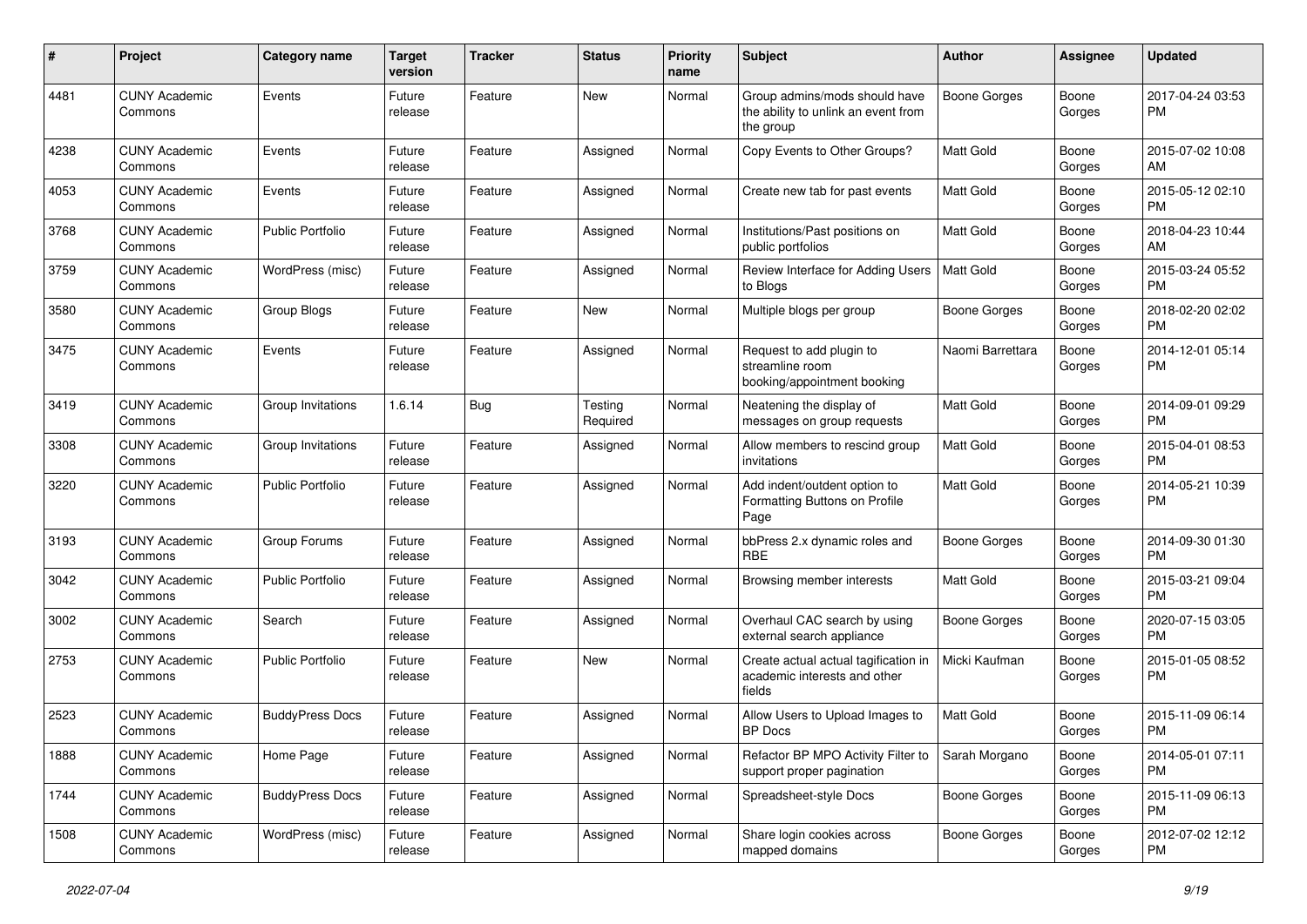| # | Project | Category name | Target version | Tracker | Status | Priority name | Subject | Author | Assignee | Updated |
|---|---|---|---|---|---|---|---|---|---|---|
| 4481 | CUNY Academic Commons | Events | Future release | Feature | New | Normal | Group admins/mods should have the ability to unlink an event from the group | Boone Gorges | Boone Gorges | 2017-04-24 03:53 PM |
| 4238 | CUNY Academic Commons | Events | Future release | Feature | Assigned | Normal | Copy Events to Other Groups? | Matt Gold | Boone Gorges | 2015-07-02 10:08 AM |
| 4053 | CUNY Academic Commons | Events | Future release | Feature | Assigned | Normal | Create new tab for past events | Matt Gold | Boone Gorges | 2015-05-12 02:10 PM |
| 3768 | CUNY Academic Commons | Public Portfolio | Future release | Feature | Assigned | Normal | Institutions/Past positions on public portfolios | Matt Gold | Boone Gorges | 2018-04-23 10:44 AM |
| 3759 | CUNY Academic Commons | WordPress (misc) | Future release | Feature | Assigned | Normal | Review Interface for Adding Users to Blogs | Matt Gold | Boone Gorges | 2015-03-24 05:52 PM |
| 3580 | CUNY Academic Commons | Group Blogs | Future release | Feature | New | Normal | Multiple blogs per group | Boone Gorges | Boone Gorges | 2018-02-20 02:02 PM |
| 3475 | CUNY Academic Commons | Events | Future release | Feature | Assigned | Normal | Request to add plugin to streamline room booking/appointment booking | Naomi Barrettara | Boone Gorges | 2014-12-01 05:14 PM |
| 3419 | CUNY Academic Commons | Group Invitations | 1.6.14 | Bug | Testing Required | Normal | Neatening the display of messages on group requests | Matt Gold | Boone Gorges | 2014-09-01 09:29 PM |
| 3308 | CUNY Academic Commons | Group Invitations | Future release | Feature | Assigned | Normal | Allow members to rescind group invitations | Matt Gold | Boone Gorges | 2015-04-01 08:53 PM |
| 3220 | CUNY Academic Commons | Public Portfolio | Future release | Feature | Assigned | Normal | Add indent/outdent option to Formatting Buttons on Profile Page | Matt Gold | Boone Gorges | 2014-05-21 10:39 PM |
| 3193 | CUNY Academic Commons | Group Forums | Future release | Feature | Assigned | Normal | bbPress 2.x dynamic roles and RBE | Boone Gorges | Boone Gorges | 2014-09-30 01:30 PM |
| 3042 | CUNY Academic Commons | Public Portfolio | Future release | Feature | Assigned | Normal | Browsing member interests | Matt Gold | Boone Gorges | 2015-03-21 09:04 PM |
| 3002 | CUNY Academic Commons | Search | Future release | Feature | Assigned | Normal | Overhaul CAC search by using external search appliance | Boone Gorges | Boone Gorges | 2020-07-15 03:05 PM |
| 2753 | CUNY Academic Commons | Public Portfolio | Future release | Feature | New | Normal | Create actual actual tagification in academic interests and other fields | Micki Kaufman | Boone Gorges | 2015-01-05 08:52 PM |
| 2523 | CUNY Academic Commons | BuddyPress Docs | Future release | Feature | Assigned | Normal | Allow Users to Upload Images to BP Docs | Matt Gold | Boone Gorges | 2015-11-09 06:14 PM |
| 1888 | CUNY Academic Commons | Home Page | Future release | Feature | Assigned | Normal | Refactor BP MPO Activity Filter to support proper pagination | Sarah Morgano | Boone Gorges | 2014-05-01 07:11 PM |
| 1744 | CUNY Academic Commons | BuddyPress Docs | Future release | Feature | Assigned | Normal | Spreadsheet-style Docs | Boone Gorges | Boone Gorges | 2015-11-09 06:13 PM |
| 1508 | CUNY Academic Commons | WordPress (misc) | Future release | Feature | Assigned | Normal | Share login cookies across mapped domains | Boone Gorges | Boone Gorges | 2012-07-02 12:12 PM |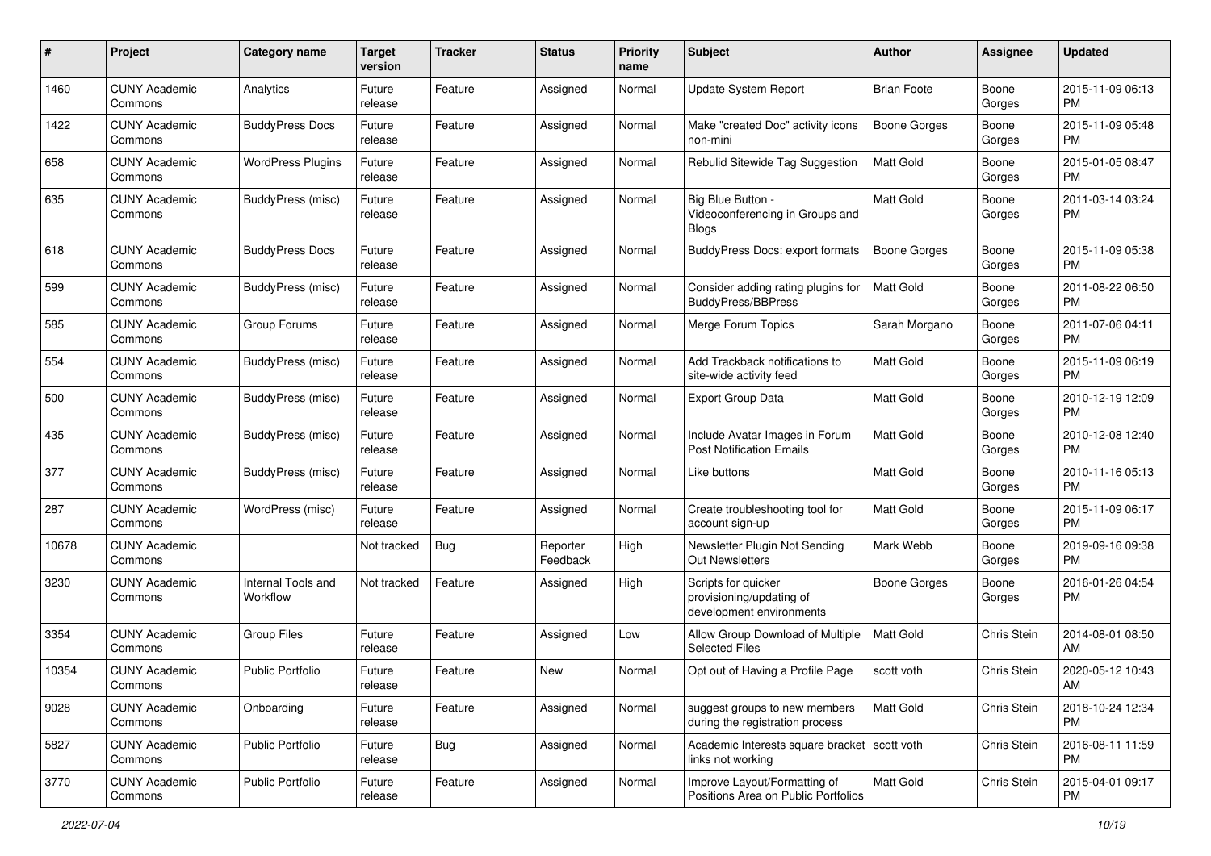| # | Project | Category name | Target version | Tracker | Status | Priority name | Subject | Author | Assignee | Updated |
|---|---|---|---|---|---|---|---|---|---|---|
| 1460 | CUNY Academic Commons | Analytics | Future release | Feature | Assigned | Normal | Update System Report | Brian Foote | Boone Gorges | 2015-11-09 06:13 PM |
| 1422 | CUNY Academic Commons | BuddyPress Docs | Future release | Feature | Assigned | Normal | Make "created Doc" activity icons non-mini | Boone Gorges | Boone Gorges | 2015-11-09 05:48 PM |
| 658 | CUNY Academic Commons | WordPress Plugins | Future release | Feature | Assigned | Normal | Rebulid Sitewide Tag Suggestion | Matt Gold | Boone Gorges | 2015-01-05 08:47 PM |
| 635 | CUNY Academic Commons | BuddyPress (misc) | Future release | Feature | Assigned | Normal | Big Blue Button - Videoconferencing in Groups and Blogs | Matt Gold | Boone Gorges | 2011-03-14 03:24 PM |
| 618 | CUNY Academic Commons | BuddyPress Docs | Future release | Feature | Assigned | Normal | BuddyPress Docs: export formats | Boone Gorges | Boone Gorges | 2015-11-09 05:38 PM |
| 599 | CUNY Academic Commons | BuddyPress (misc) | Future release | Feature | Assigned | Normal | Consider adding rating plugins for BuddyPress/BBPress | Matt Gold | Boone Gorges | 2011-08-22 06:50 PM |
| 585 | CUNY Academic Commons | Group Forums | Future release | Feature | Assigned | Normal | Merge Forum Topics | Sarah Morgano | Boone Gorges | 2011-07-06 04:11 PM |
| 554 | CUNY Academic Commons | BuddyPress (misc) | Future release | Feature | Assigned | Normal | Add Trackback notifications to site-wide activity feed | Matt Gold | Boone Gorges | 2015-11-09 06:19 PM |
| 500 | CUNY Academic Commons | BuddyPress (misc) | Future release | Feature | Assigned | Normal | Export Group Data | Matt Gold | Boone Gorges | 2010-12-19 12:09 PM |
| 435 | CUNY Academic Commons | BuddyPress (misc) | Future release | Feature | Assigned | Normal | Include Avatar Images in Forum Post Notification Emails | Matt Gold | Boone Gorges | 2010-12-08 12:40 PM |
| 377 | CUNY Academic Commons | BuddyPress (misc) | Future release | Feature | Assigned | Normal | Like buttons | Matt Gold | Boone Gorges | 2010-11-16 05:13 PM |
| 287 | CUNY Academic Commons | WordPress (misc) | Future release | Feature | Assigned | Normal | Create troubleshooting tool for account sign-up | Matt Gold | Boone Gorges | 2015-11-09 06:17 PM |
| 10678 | CUNY Academic Commons | | Not tracked | Bug | Reporter Feedback | High | Newsletter Plugin Not Sending Out Newsletters | Mark Webb | Boone Gorges | 2019-09-16 09:38 PM |
| 3230 | CUNY Academic Commons | Internal Tools and Workflow | Not tracked | Feature | Assigned | High | Scripts for quicker provisioning/updating of development environments | Boone Gorges | Boone Gorges | 2016-01-26 04:54 PM |
| 3354 | CUNY Academic Commons | Group Files | Future release | Feature | Assigned | Low | Allow Group Download of Multiple Selected Files | Matt Gold | Chris Stein | 2014-08-01 08:50 AM |
| 10354 | CUNY Academic Commons | Public Portfolio | Future release | Feature | New | Normal | Opt out of Having a Profile Page | scott voth | Chris Stein | 2020-05-12 10:43 AM |
| 9028 | CUNY Academic Commons | Onboarding | Future release | Feature | Assigned | Normal | suggest groups to new members during the registration process | Matt Gold | Chris Stein | 2018-10-24 12:34 PM |
| 5827 | CUNY Academic Commons | Public Portfolio | Future release | Bug | Assigned | Normal | Academic Interests square bracket links not working | scott voth | Chris Stein | 2016-08-11 11:59 PM |
| 3770 | CUNY Academic Commons | Public Portfolio | Future release | Feature | Assigned | Normal | Improve Layout/Formatting of Positions Area on Public Portfolios | Matt Gold | Chris Stein | 2015-04-01 09:17 PM |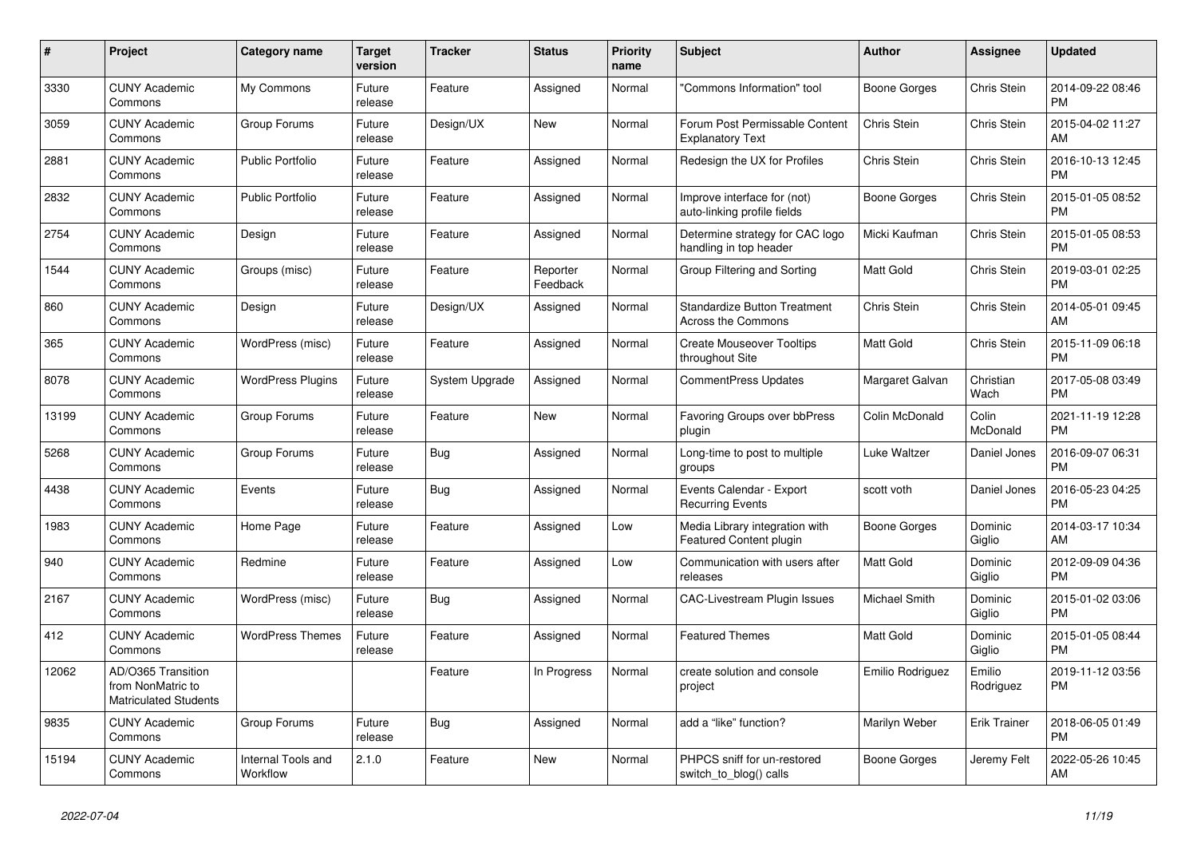| # | Project | Category name | Target version | Tracker | Status | Priority name | Subject | Author | Assignee | Updated |
|---|---|---|---|---|---|---|---|---|---|---|
| 3330 | CUNY Academic Commons | My Commons | Future release | Feature | Assigned | Normal | "Commons Information" tool | Boone Gorges | Chris Stein | 2014-09-22 08:46 PM |
| 3059 | CUNY Academic Commons | Group Forums | Future release | Design/UX | New | Normal | Forum Post Permissable Content Explanatory Text | Chris Stein | Chris Stein | 2015-04-02 11:27 AM |
| 2881 | CUNY Academic Commons | Public Portfolio | Future release | Feature | Assigned | Normal | Redesign the UX for Profiles | Chris Stein | Chris Stein | 2016-10-13 12:45 PM |
| 2832 | CUNY Academic Commons | Public Portfolio | Future release | Feature | Assigned | Normal | Improve interface for (not) auto-linking profile fields | Boone Gorges | Chris Stein | 2015-01-05 08:52 PM |
| 2754 | CUNY Academic Commons | Design | Future release | Feature | Assigned | Normal | Determine strategy for CAC logo handling in top header | Micki Kaufman | Chris Stein | 2015-01-05 08:53 PM |
| 1544 | CUNY Academic Commons | Groups (misc) | Future release | Feature | Reporter Feedback | Normal | Group Filtering and Sorting | Matt Gold | Chris Stein | 2019-03-01 02:25 PM |
| 860 | CUNY Academic Commons | Design | Future release | Design/UX | Assigned | Normal | Standardize Button Treatment Across the Commons | Chris Stein | Chris Stein | 2014-05-01 09:45 AM |
| 365 | CUNY Academic Commons | WordPress (misc) | Future release | Feature | Assigned | Normal | Create Mouseover Tooltips throughout Site | Matt Gold | Chris Stein | 2015-11-09 06:18 PM |
| 8078 | CUNY Academic Commons | WordPress Plugins | Future release | System Upgrade | Assigned | Normal | CommentPress Updates | Margaret Galvan | Christian Wach | 2017-05-08 03:49 PM |
| 13199 | CUNY Academic Commons | Group Forums | Future release | Feature | New | Normal | Favoring Groups over bbPress plugin | Colin McDonald | Colin McDonald | 2021-11-19 12:28 PM |
| 5268 | CUNY Academic Commons | Group Forums | Future release | Bug | Assigned | Normal | Long-time to post to multiple groups | Luke Waltzer | Daniel Jones | 2016-09-07 06:31 PM |
| 4438 | CUNY Academic Commons | Events | Future release | Bug | Assigned | Normal | Events Calendar - Export Recurring Events | scott voth | Daniel Jones | 2016-05-23 04:25 PM |
| 1983 | CUNY Academic Commons | Home Page | Future release | Feature | Assigned | Low | Media Library integration with Featured Content plugin | Boone Gorges | Dominic Giglio | 2014-03-17 10:34 AM |
| 940 | CUNY Academic Commons | Redmine | Future release | Feature | Assigned | Low | Communication with users after releases | Matt Gold | Dominic Giglio | 2012-09-09 04:36 PM |
| 2167 | CUNY Academic Commons | WordPress (misc) | Future release | Bug | Assigned | Normal | CAC-Livestream Plugin Issues | Michael Smith | Dominic Giglio | 2015-01-02 03:06 PM |
| 412 | CUNY Academic Commons | WordPress Themes | Future release | Feature | Assigned | Normal | Featured Themes | Matt Gold | Dominic Giglio | 2015-01-05 08:44 PM |
| 12062 | AD/O365 Transition from NonMatric to Matriculated Students | | | Feature | In Progress | Normal | create solution and console project | Emilio Rodriguez | Emilio Rodriguez | 2019-11-12 03:56 PM |
| 9835 | CUNY Academic Commons | Group Forums | Future release | Bug | Assigned | Normal | add a “like” function? | Marilyn Weber | Erik Trainer | 2018-06-05 01:49 PM |
| 15194 | CUNY Academic Commons | Internal Tools and Workflow | 2.1.0 | Feature | New | Normal | PHPCS sniff for un-restored switch_to_blog() calls | Boone Gorges | Jeremy Felt | 2022-05-26 10:45 AM |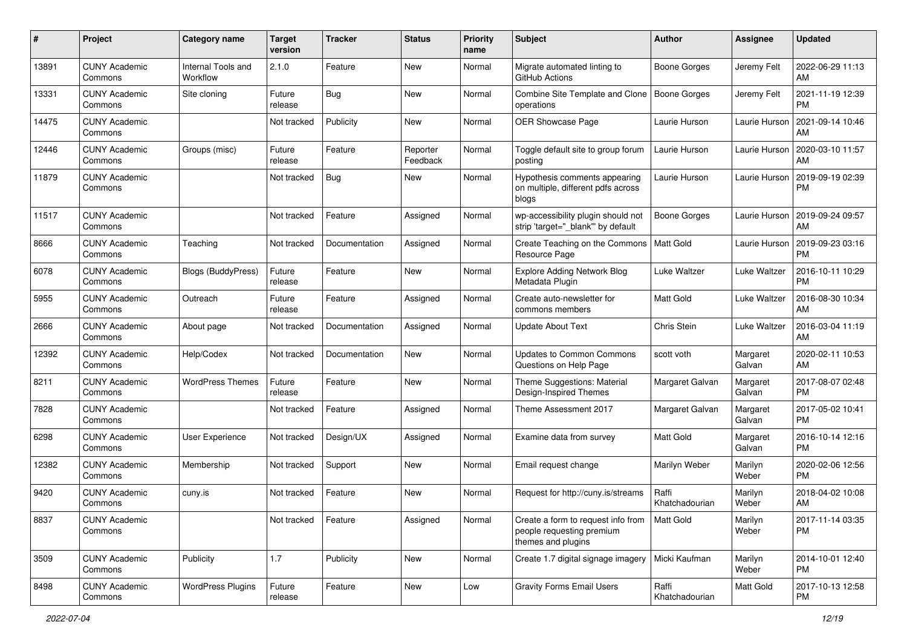| # | Project | Category name | Target version | Tracker | Status | Priority name | Subject | Author | Assignee | Updated |
|---|---|---|---|---|---|---|---|---|---|---|
| 13891 | CUNY Academic Commons | Internal Tools and Workflow | 2.1.0 | Feature | New | Normal | Migrate automated linting to GitHub Actions | Boone Gorges | Jeremy Felt | 2022-06-29 11:13 AM |
| 13331 | CUNY Academic Commons | Site cloning | Future release | Bug | New | Normal | Combine Site Template and Clone operations | Boone Gorges | Jeremy Felt | 2021-11-19 12:39 PM |
| 14475 | CUNY Academic Commons | | Not tracked | Publicity | New | Normal | OER Showcase Page | Laurie Hurson | Laurie Hurson | 2021-09-14 10:46 AM |
| 12446 | CUNY Academic Commons | Groups (misc) | Future release | Feature | Reporter Feedback | Normal | Toggle default site to group forum posting | Laurie Hurson | Laurie Hurson | 2020-03-10 11:57 AM |
| 11879 | CUNY Academic Commons | | Not tracked | Bug | New | Normal | Hypothesis comments appearing on multiple, different pdfs across blogs | Laurie Hurson | Laurie Hurson | 2019-09-19 02:39 PM |
| 11517 | CUNY Academic Commons | | Not tracked | Feature | Assigned | Normal | wp-accessibility plugin should not strip 'target="_blank"' by default | Boone Gorges | Laurie Hurson | 2019-09-24 09:57 AM |
| 8666 | CUNY Academic Commons | Teaching | Not tracked | Documentation | Assigned | Normal | Create Teaching on the Commons Resource Page | Matt Gold | Laurie Hurson | 2019-09-23 03:16 PM |
| 6078 | CUNY Academic Commons | Blogs (BuddyPress) | Future release | Feature | New | Normal | Explore Adding Network Blog Metadata Plugin | Luke Waltzer | Luke Waltzer | 2016-10-11 10:29 PM |
| 5955 | CUNY Academic Commons | Outreach | Future release | Feature | Assigned | Normal | Create auto-newsletter for commons members | Matt Gold | Luke Waltzer | 2016-08-30 10:34 AM |
| 2666 | CUNY Academic Commons | About page | Not tracked | Documentation | Assigned | Normal | Update About Text | Chris Stein | Luke Waltzer | 2016-03-04 11:19 AM |
| 12392 | CUNY Academic Commons | Help/Codex | Not tracked | Documentation | New | Normal | Updates to Common Commons Questions on Help Page | scott voth | Margaret Galvan | 2020-02-11 10:53 AM |
| 8211 | CUNY Academic Commons | WordPress Themes | Future release | Feature | New | Normal | Theme Suggestions: Material Design-Inspired Themes | Margaret Galvan | Margaret Galvan | 2017-08-07 02:48 PM |
| 7828 | CUNY Academic Commons | | Not tracked | Feature | Assigned | Normal | Theme Assessment 2017 | Margaret Galvan | Margaret Galvan | 2017-05-02 10:41 PM |
| 6298 | CUNY Academic Commons | User Experience | Not tracked | Design/UX | Assigned | Normal | Examine data from survey | Matt Gold | Margaret Galvan | 2016-10-14 12:16 PM |
| 12382 | CUNY Academic Commons | Membership | Not tracked | Support | New | Normal | Email request change | Marilyn Weber | Marilyn Weber | 2020-02-06 12:56 PM |
| 9420 | CUNY Academic Commons | cuny.is | Not tracked | Feature | New | Normal | Request for http://cuny.is/streams | Raffi Khatchadourian | Marilyn Weber | 2018-04-02 10:08 AM |
| 8837 | CUNY Academic Commons | | Not tracked | Feature | Assigned | Normal | Create a form to request info from people requesting premium themes and plugins | Matt Gold | Marilyn Weber | 2017-11-14 03:35 PM |
| 3509 | CUNY Academic Commons | Publicity | 1.7 | Publicity | New | Normal | Create 1.7 digital signage imagery | Micki Kaufman | Marilyn Weber | 2014-10-01 12:40 PM |
| 8498 | CUNY Academic Commons | WordPress Plugins | Future release | Feature | New | Low | Gravity Forms Email Users | Raffi Khatchadourian | Matt Gold | 2017-10-13 12:58 PM |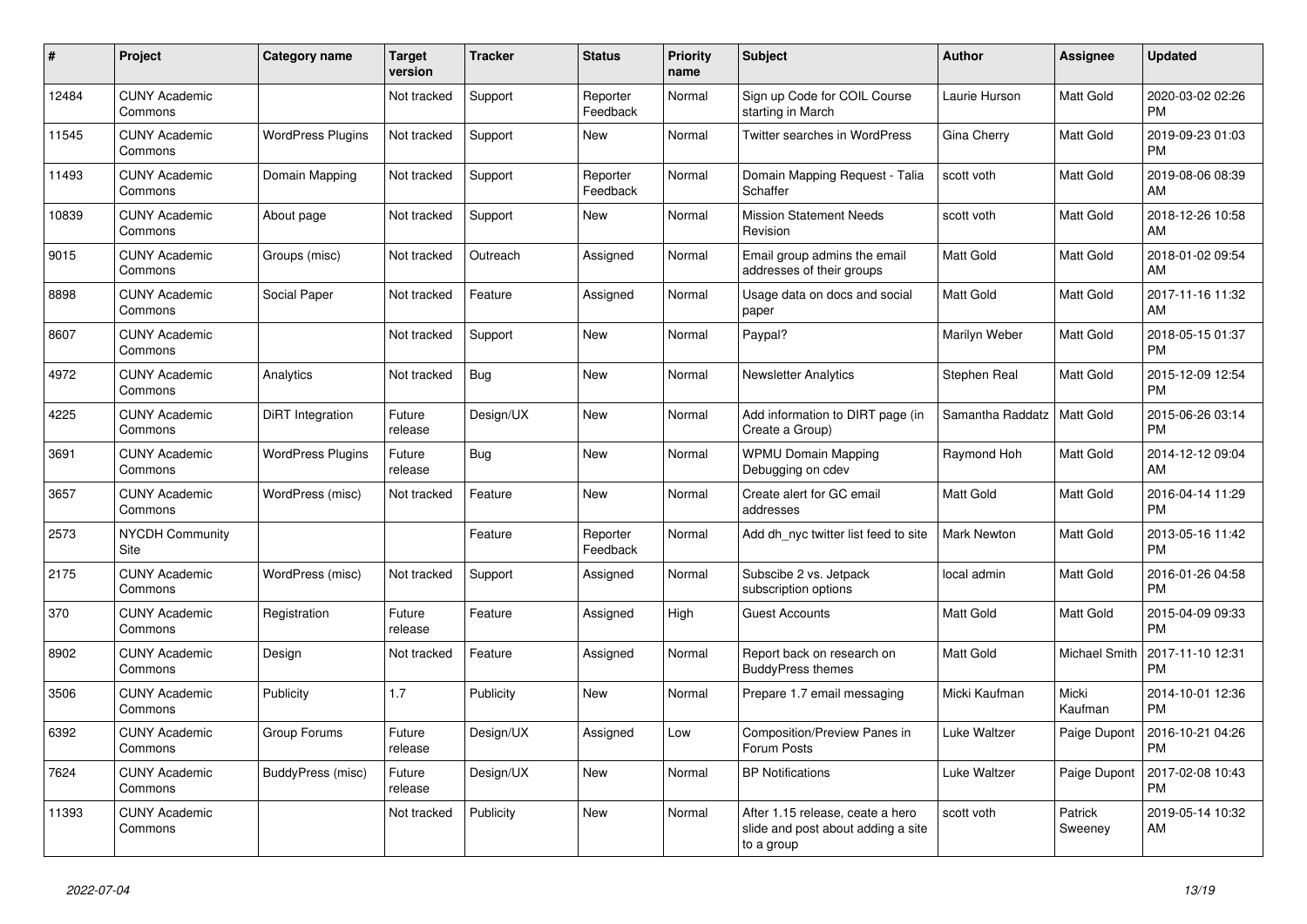| # | Project | Category name | Target version | Tracker | Status | Priority name | Subject | Author | Assignee | Updated |
|---|---|---|---|---|---|---|---|---|---|---|
| 12484 | CUNY Academic Commons | | Not tracked | Support | Reporter Feedback | Normal | Sign up Code for COIL Course starting in March | Laurie Hurson | Matt Gold | 2020-03-02 02:26 PM |
| 11545 | CUNY Academic Commons | WordPress Plugins | Not tracked | Support | New | Normal | Twitter searches in WordPress | Gina Cherry | Matt Gold | 2019-09-23 01:03 PM |
| 11493 | CUNY Academic Commons | Domain Mapping | Not tracked | Support | Reporter Feedback | Normal | Domain Mapping Request - Talia Schaffer | scott voth | Matt Gold | 2019-08-06 08:39 AM |
| 10839 | CUNY Academic Commons | About page | Not tracked | Support | New | Normal | Mission Statement Needs Revision | scott voth | Matt Gold | 2018-12-26 10:58 AM |
| 9015 | CUNY Academic Commons | Groups (misc) | Not tracked | Outreach | Assigned | Normal | Email group admins the email addresses of their groups | Matt Gold | Matt Gold | 2018-01-02 09:54 AM |
| 8898 | CUNY Academic Commons | Social Paper | Not tracked | Feature | Assigned | Normal | Usage data on docs and social paper | Matt Gold | Matt Gold | 2017-11-16 11:32 AM |
| 8607 | CUNY Academic Commons | | Not tracked | Support | New | Normal | Paypal? | Marilyn Weber | Matt Gold | 2018-05-15 01:37 PM |
| 4972 | CUNY Academic Commons | Analytics | Not tracked | Bug | New | Normal | Newsletter Analytics | Stephen Real | Matt Gold | 2015-12-09 12:54 PM |
| 4225 | CUNY Academic Commons | DiRT Integration | Future release | Design/UX | New | Normal | Add information to DIRT page (in Create a Group) | Samantha Raddatz | Matt Gold | 2015-06-26 03:14 PM |
| 3691 | CUNY Academic Commons | WordPress Plugins | Future release | Bug | New | Normal | WPMU Domain Mapping Debugging on cdev | Raymond Hoh | Matt Gold | 2014-12-12 09:04 AM |
| 3657 | CUNY Academic Commons | WordPress (misc) | Not tracked | Feature | New | Normal | Create alert for GC email addresses | Matt Gold | Matt Gold | 2016-04-14 11:29 PM |
| 2573 | NYCDH Community Site | | | Feature | Reporter Feedback | Normal | Add dh_nyc twitter list feed to site | Mark Newton | Matt Gold | 2013-05-16 11:42 PM |
| 2175 | CUNY Academic Commons | WordPress (misc) | Not tracked | Support | Assigned | Normal | Subscibe 2 vs. Jetpack subscription options | local admin | Matt Gold | 2016-01-26 04:58 PM |
| 370 | CUNY Academic Commons | Registration | Future release | Feature | Assigned | High | Guest Accounts | Matt Gold | Matt Gold | 2015-04-09 09:33 PM |
| 8902 | CUNY Academic Commons | Design | Not tracked | Feature | Assigned | Normal | Report back on research on BuddyPress themes | Matt Gold | Michael Smith | 2017-11-10 12:31 PM |
| 3506 | CUNY Academic Commons | Publicity | 1.7 | Publicity | New | Normal | Prepare 1.7 email messaging | Micki Kaufman | Micki Kaufman | 2014-10-01 12:36 PM |
| 6392 | CUNY Academic Commons | Group Forums | Future release | Design/UX | Assigned | Low | Composition/Preview Panes in Forum Posts | Luke Waltzer | Paige Dupont | 2016-10-21 04:26 PM |
| 7624 | CUNY Academic Commons | BuddyPress (misc) | Future release | Design/UX | New | Normal | BP Notifications | Luke Waltzer | Paige Dupont | 2017-02-08 10:43 PM |
| 11393 | CUNY Academic Commons | | Not tracked | Publicity | New | Normal | After 1.15 release, ceate a hero slide and post about adding a site to a group | scott voth | Patrick Sweeney | 2019-05-14 10:32 AM |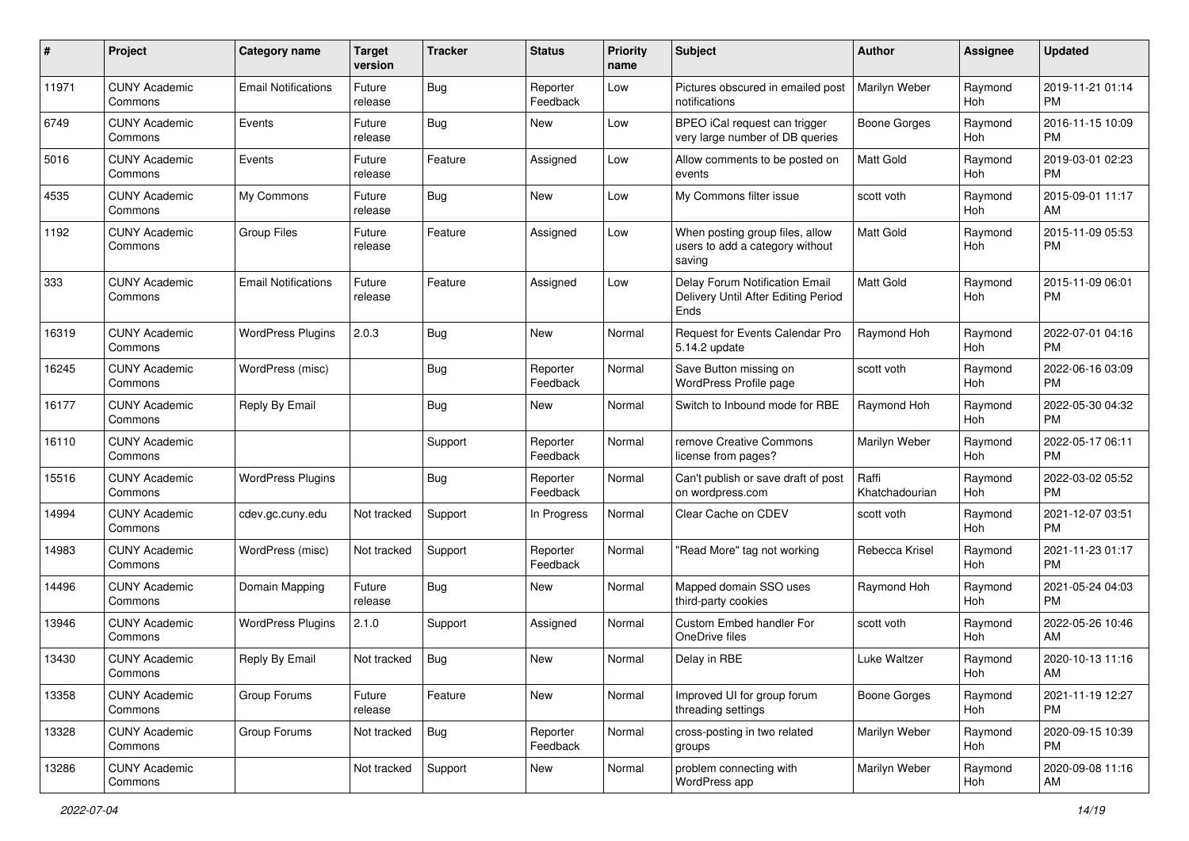| # | Project | Category name | Target version | Tracker | Status | Priority name | Subject | Author | Assignee | Updated |
|---|---|---|---|---|---|---|---|---|---|---|
| 11971 | CUNY Academic Commons | Email Notifications | Future release | Bug | Reporter Feedback | Low | Pictures obscured in emailed post notifications | Marilyn Weber | Raymond Hoh | 2019-11-21 01:14 PM |
| 6749 | CUNY Academic Commons | Events | Future release | Bug | New | Low | BPEO iCal request can trigger very large number of DB queries | Boone Gorges | Raymond Hoh | 2016-11-15 10:09 PM |
| 5016 | CUNY Academic Commons | Events | Future release | Feature | Assigned | Low | Allow comments to be posted on events | Matt Gold | Raymond Hoh | 2019-03-01 02:23 PM |
| 4535 | CUNY Academic Commons | My Commons | Future release | Bug | New | Low | My Commons filter issue | scott voth | Raymond Hoh | 2015-09-01 11:17 AM |
| 1192 | CUNY Academic Commons | Group Files | Future release | Feature | Assigned | Low | When posting group files, allow users to add a category without saving | Matt Gold | Raymond Hoh | 2015-11-09 05:53 PM |
| 333 | CUNY Academic Commons | Email Notifications | Future release | Feature | Assigned | Low | Delay Forum Notification Email Delivery Until After Editing Period Ends | Matt Gold | Raymond Hoh | 2015-11-09 06:01 PM |
| 16319 | CUNY Academic Commons | WordPress Plugins | 2.0.3 | Bug | New | Normal | Request for Events Calendar Pro 5.14.2 update | Raymond Hoh | Raymond Hoh | 2022-07-01 04:16 PM |
| 16245 | CUNY Academic Commons | WordPress (misc) | | Bug | Reporter Feedback | Normal | Save Button missing on WordPress Profile page | scott voth | Raymond Hoh | 2022-06-16 03:09 PM |
| 16177 | CUNY Academic Commons | Reply By Email | | Bug | New | Normal | Switch to Inbound mode for RBE | Raymond Hoh | Raymond Hoh | 2022-05-30 04:32 PM |
| 16110 | CUNY Academic Commons | | | Support | Reporter Feedback | Normal | remove Creative Commons license from pages? | Marilyn Weber | Raymond Hoh | 2022-05-17 06:11 PM |
| 15516 | CUNY Academic Commons | WordPress Plugins | | Bug | Reporter Feedback | Normal | Can't publish or save draft of post on wordpress.com | Raffi Khatchadourian | Raymond Hoh | 2022-03-02 05:52 PM |
| 14994 | CUNY Academic Commons | cdev.gc.cuny.edu | Not tracked | Support | In Progress | Normal | Clear Cache on CDEV | scott voth | Raymond Hoh | 2021-12-07 03:51 PM |
| 14983 | CUNY Academic Commons | WordPress (misc) | Not tracked | Support | Reporter Feedback | Normal | "Read More" tag not working | Rebecca Krisel | Raymond Hoh | 2021-11-23 01:17 PM |
| 14496 | CUNY Academic Commons | Domain Mapping | Future release | Bug | New | Normal | Mapped domain SSO uses third-party cookies | Raymond Hoh | Raymond Hoh | 2021-05-24 04:03 PM |
| 13946 | CUNY Academic Commons | WordPress Plugins | 2.1.0 | Support | Assigned | Normal | Custom Embed handler For OneDrive files | scott voth | Raymond Hoh | 2022-05-26 10:46 AM |
| 13430 | CUNY Academic Commons | Reply By Email | Not tracked | Bug | New | Normal | Delay in RBE | Luke Waltzer | Raymond Hoh | 2020-10-13 11:16 AM |
| 13358 | CUNY Academic Commons | Group Forums | Future release | Feature | New | Normal | Improved UI for group forum threading settings | Boone Gorges | Raymond Hoh | 2021-11-19 12:27 PM |
| 13328 | CUNY Academic Commons | Group Forums | Not tracked | Bug | Reporter Feedback | Normal | cross-posting in two related groups | Marilyn Weber | Raymond Hoh | 2020-09-15 10:39 PM |
| 13286 | CUNY Academic Commons | | Not tracked | Support | New | Normal | problem connecting with WordPress app | Marilyn Weber | Raymond Hoh | 2020-09-08 11:16 AM |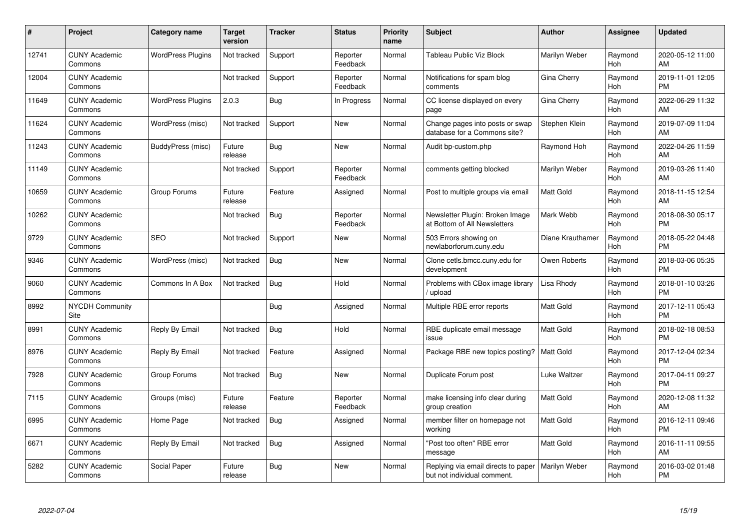| # | Project | Category name | Target version | Tracker | Status | Priority name | Subject | Author | Assignee | Updated |
|---|---|---|---|---|---|---|---|---|---|---|
| 12741 | CUNY Academic Commons | WordPress Plugins | Not tracked | Support | Reporter Feedback | Normal | Tableau Public Viz Block | Marilyn Weber | Raymond Hoh | 2020-05-12 11:00 AM |
| 12004 | CUNY Academic Commons | | Not tracked | Support | Reporter Feedback | Normal | Notifications for spam blog comments | Gina Cherry | Raymond Hoh | 2019-11-01 12:05 PM |
| 11649 | CUNY Academic Commons | WordPress Plugins | 2.0.3 | Bug | In Progress | Normal | CC license displayed on every page | Gina Cherry | Raymond Hoh | 2022-06-29 11:32 AM |
| 11624 | CUNY Academic Commons | WordPress (misc) | Not tracked | Support | New | Normal | Change pages into posts or swap database for a Commons site? | Stephen Klein | Raymond Hoh | 2019-07-09 11:04 AM |
| 11243 | CUNY Academic Commons | BuddyPress (misc) | Future release | Bug | New | Normal | Audit bp-custom.php | Raymond Hoh | Raymond Hoh | 2022-04-26 11:59 AM |
| 11149 | CUNY Academic Commons | | Not tracked | Support | Reporter Feedback | Normal | comments getting blocked | Marilyn Weber | Raymond Hoh | 2019-03-26 11:40 AM |
| 10659 | CUNY Academic Commons | Group Forums | Future release | Feature | Assigned | Normal | Post to multiple groups via email | Matt Gold | Raymond Hoh | 2018-11-15 12:54 AM |
| 10262 | CUNY Academic Commons | | Not tracked | Bug | Reporter Feedback | Normal | Newsletter Plugin: Broken Image at Bottom of All Newsletters | Mark Webb | Raymond Hoh | 2018-08-30 05:17 PM |
| 9729 | CUNY Academic Commons | SEO | Not tracked | Support | New | Normal | 503 Errors showing on newlaborforum.cuny.edu | Diane Krauthamer | Raymond Hoh | 2018-05-22 04:48 PM |
| 9346 | CUNY Academic Commons | WordPress (misc) | Not tracked | Bug | New | Normal | Clone cetls.bmcc.cuny.edu for development | Owen Roberts | Raymond Hoh | 2018-03-06 05:35 PM |
| 9060 | CUNY Academic Commons | Commons In A Box | Not tracked | Bug | Hold | Normal | Problems with CBox image library / upload | Lisa Rhody | Raymond Hoh | 2018-01-10 03:26 PM |
| 8992 | NYCDH Community Site | | | Bug | Assigned | Normal | Multiple RBE error reports | Matt Gold | Raymond Hoh | 2017-12-11 05:43 PM |
| 8991 | CUNY Academic Commons | Reply By Email | Not tracked | Bug | Hold | Normal | RBE duplicate email message issue | Matt Gold | Raymond Hoh | 2018-02-18 08:53 PM |
| 8976 | CUNY Academic Commons | Reply By Email | Not tracked | Feature | Assigned | Normal | Package RBE new topics posting? | Matt Gold | Raymond Hoh | 2017-12-04 02:34 PM |
| 7928 | CUNY Academic Commons | Group Forums | Not tracked | Bug | New | Normal | Duplicate Forum post | Luke Waltzer | Raymond Hoh | 2017-04-11 09:27 PM |
| 7115 | CUNY Academic Commons | Groups (misc) | Future release | Feature | Reporter Feedback | Normal | make licensing info clear during group creation | Matt Gold | Raymond Hoh | 2020-12-08 11:32 AM |
| 6995 | CUNY Academic Commons | Home Page | Not tracked | Bug | Assigned | Normal | member filter on homepage not working | Matt Gold | Raymond Hoh | 2016-12-11 09:46 PM |
| 6671 | CUNY Academic Commons | Reply By Email | Not tracked | Bug | Assigned | Normal | "Post too often" RBE error message | Matt Gold | Raymond Hoh | 2016-11-11 09:55 AM |
| 5282 | CUNY Academic Commons | Social Paper | Future release | Bug | New | Normal | Replying via email directs to paper but not individual comment. | Marilyn Weber | Raymond Hoh | 2016-03-02 01:48 PM |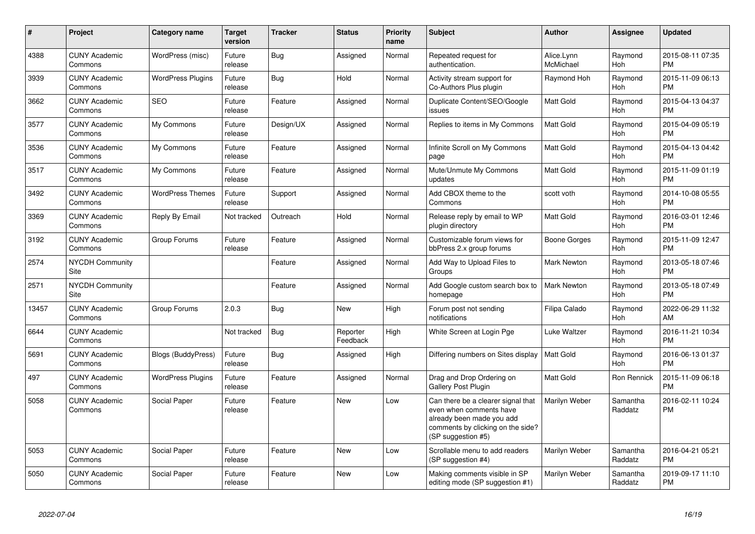| # | Project | Category name | Target version | Tracker | Status | Priority name | Subject | Author | Assignee | Updated |
|---|---|---|---|---|---|---|---|---|---|---|
| 4388 | CUNY Academic Commons | WordPress (misc) | Future release | Bug | Assigned | Normal | Repeated request for authentication. | Alice.Lynn McMichael | Raymond Hoh | 2015-08-11 07:35 PM |
| 3939 | CUNY Academic Commons | WordPress Plugins | Future release | Bug | Hold | Normal | Activity stream support for Co-Authors Plus plugin | Raymond Hoh | Raymond Hoh | 2015-11-09 06:13 PM |
| 3662 | CUNY Academic Commons | SEO | Future release | Feature | Assigned | Normal | Duplicate Content/SEO/Google issues | Matt Gold | Raymond Hoh | 2015-04-13 04:37 PM |
| 3577 | CUNY Academic Commons | My Commons | Future release | Design/UX | Assigned | Normal | Replies to items in My Commons | Matt Gold | Raymond Hoh | 2015-04-09 05:19 PM |
| 3536 | CUNY Academic Commons | My Commons | Future release | Feature | Assigned | Normal | Infinite Scroll on My Commons page | Matt Gold | Raymond Hoh | 2015-04-13 04:42 PM |
| 3517 | CUNY Academic Commons | My Commons | Future release | Feature | Assigned | Normal | Mute/Unmute My Commons updates | Matt Gold | Raymond Hoh | 2015-11-09 01:19 PM |
| 3492 | CUNY Academic Commons | WordPress Themes | Future release | Support | Assigned | Normal | Add CBOX theme to the Commons | scott voth | Raymond Hoh | 2014-10-08 05:55 PM |
| 3369 | CUNY Academic Commons | Reply By Email | Not tracked | Outreach | Hold | Normal | Release reply by email to WP plugin directory | Matt Gold | Raymond Hoh | 2016-03-01 12:46 PM |
| 3192 | CUNY Academic Commons | Group Forums | Future release | Feature | Assigned | Normal | Customizable forum views for bbPress 2.x group forums | Boone Gorges | Raymond Hoh | 2015-11-09 12:47 PM |
| 2574 | NYCDH Community Site | | | Feature | Assigned | Normal | Add Way to Upload Files to Groups | Mark Newton | Raymond Hoh | 2013-05-18 07:46 PM |
| 2571 | NYCDH Community Site | | | Feature | Assigned | Normal | Add Google custom search box to homepage | Mark Newton | Raymond Hoh | 2013-05-18 07:49 PM |
| 13457 | CUNY Academic Commons | Group Forums | 2.0.3 | Bug | New | High | Forum post not sending notifications | Filipa Calado | Raymond Hoh | 2022-06-29 11:32 AM |
| 6644 | CUNY Academic Commons | | Not tracked | Bug | Reporter Feedback | High | White Screen at Login Pge | Luke Waltzer | Raymond Hoh | 2016-11-21 10:34 PM |
| 5691 | CUNY Academic Commons | Blogs (BuddyPress) | Future release | Bug | Assigned | High | Differing numbers on Sites display | Matt Gold | Raymond Hoh | 2016-06-13 01:37 PM |
| 497 | CUNY Academic Commons | WordPress Plugins | Future release | Feature | Assigned | Normal | Drag and Drop Ordering on Gallery Post Plugin | Matt Gold | Ron Rennick | 2015-11-09 06:18 PM |
| 5058 | CUNY Academic Commons | Social Paper | Future release | Feature | New | Low | Can there be a clearer signal that even when comments have already been made you add comments by clicking on the side? (SP suggestion #5) | Marilyn Weber | Samantha Raddatz | 2016-02-11 10:24 PM |
| 5053 | CUNY Academic Commons | Social Paper | Future release | Feature | New | Low | Scrollable menu to add readers (SP suggestion #4) | Marilyn Weber | Samantha Raddatz | 2016-04-21 05:21 PM |
| 5050 | CUNY Academic Commons | Social Paper | Future release | Feature | New | Low | Making comments visible in SP editing mode (SP suggestion #1) | Marilyn Weber | Samantha Raddatz | 2019-09-17 11:10 PM |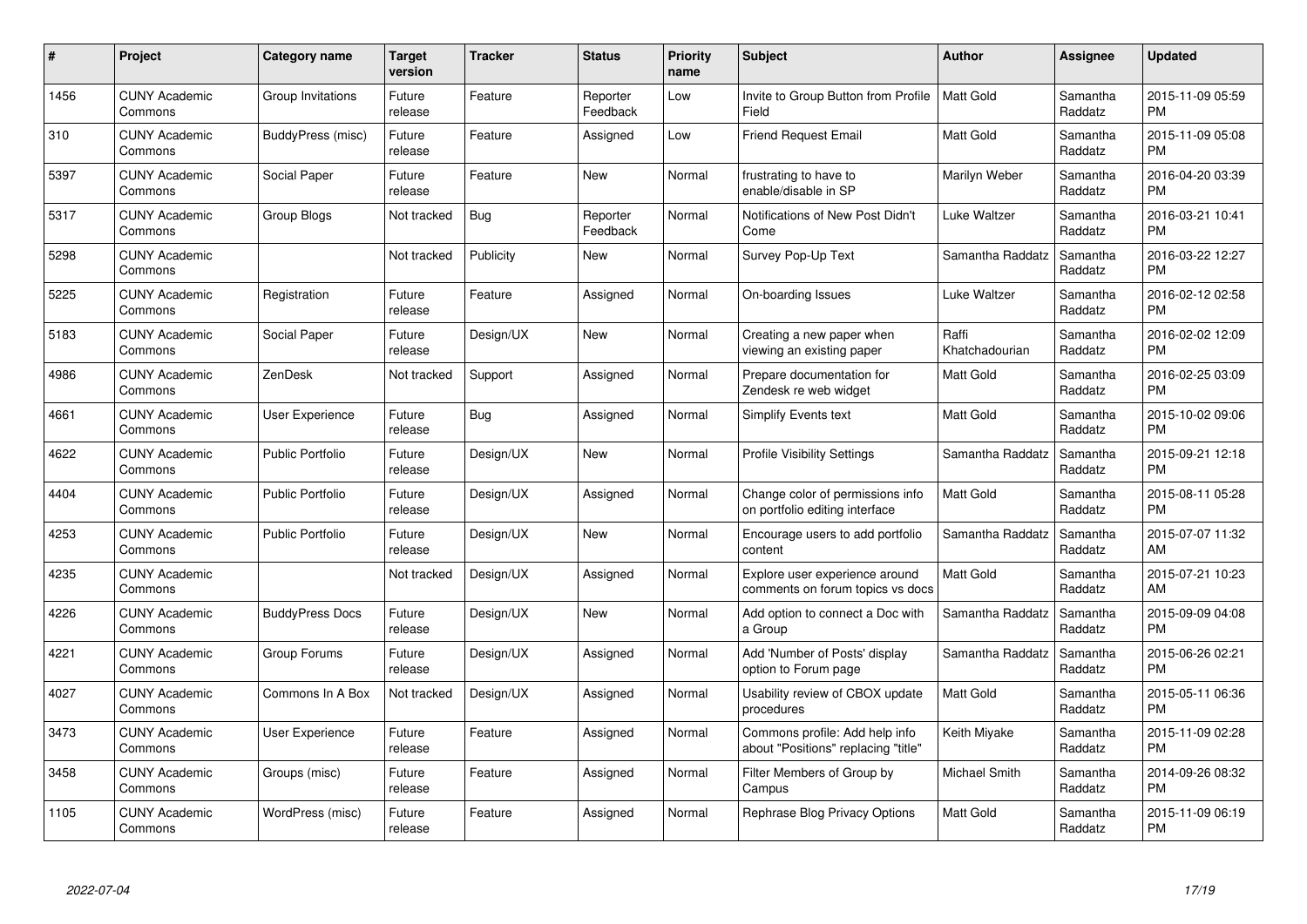| # | Project | Category name | Target version | Tracker | Status | Priority name | Subject | Author | Assignee | Updated |
|---|---|---|---|---|---|---|---|---|---|---|
| 1456 | CUNY Academic Commons | Group Invitations | Future release | Feature | Reporter Feedback | Low | Invite to Group Button from Profile Field | Matt Gold | Samantha Raddatz | 2015-11-09 05:59 PM |
| 310 | CUNY Academic Commons | BuddyPress (misc) | Future release | Feature | Assigned | Low | Friend Request Email | Matt Gold | Samantha Raddatz | 2015-11-09 05:08 PM |
| 5397 | CUNY Academic Commons | Social Paper | Future release | Feature | New | Normal | frustrating to have to enable/disable in SP | Marilyn Weber | Samantha Raddatz | 2016-04-20 03:39 PM |
| 5317 | CUNY Academic Commons | Group Blogs | Not tracked | Bug | Reporter Feedback | Normal | Notifications of New Post Didn't Come | Luke Waltzer | Samantha Raddatz | 2016-03-21 10:41 PM |
| 5298 | CUNY Academic Commons | | Not tracked | Publicity | New | Normal | Survey Pop-Up Text | Samantha Raddatz | Samantha Raddatz | 2016-03-22 12:27 PM |
| 5225 | CUNY Academic Commons | Registration | Future release | Feature | Assigned | Normal | On-boarding Issues | Luke Waltzer | Samantha Raddatz | 2016-02-12 02:58 PM |
| 5183 | CUNY Academic Commons | Social Paper | Future release | Design/UX | New | Normal | Creating a new paper when viewing an existing paper | Raffi Khatchadourian | Samantha Raddatz | 2016-02-02 12:09 PM |
| 4986 | CUNY Academic Commons | ZenDesk | Not tracked | Support | Assigned | Normal | Prepare documentation for Zendesk re web widget | Matt Gold | Samantha Raddatz | 2016-02-25 03:09 PM |
| 4661 | CUNY Academic Commons | User Experience | Future release | Bug | Assigned | Normal | Simplify Events text | Matt Gold | Samantha Raddatz | 2015-10-02 09:06 PM |
| 4622 | CUNY Academic Commons | Public Portfolio | Future release | Design/UX | New | Normal | Profile Visibility Settings | Samantha Raddatz | Samantha Raddatz | 2015-09-21 12:18 PM |
| 4404 | CUNY Academic Commons | Public Portfolio | Future release | Design/UX | Assigned | Normal | Change color of permissions info on portfolio editing interface | Matt Gold | Samantha Raddatz | 2015-08-11 05:28 PM |
| 4253 | CUNY Academic Commons | Public Portfolio | Future release | Design/UX | New | Normal | Encourage users to add portfolio content | Samantha Raddatz | Samantha Raddatz | 2015-07-07 11:32 AM |
| 4235 | CUNY Academic Commons | | Not tracked | Design/UX | Assigned | Normal | Explore user experience around comments on forum topics vs docs | Matt Gold | Samantha Raddatz | 2015-07-21 10:23 AM |
| 4226 | CUNY Academic Commons | BuddyPress Docs | Future release | Design/UX | New | Normal | Add option to connect a Doc with a Group | Samantha Raddatz | Samantha Raddatz | 2015-09-09 04:08 PM |
| 4221 | CUNY Academic Commons | Group Forums | Future release | Design/UX | Assigned | Normal | Add 'Number of Posts' display option to Forum page | Samantha Raddatz | Samantha Raddatz | 2015-06-26 02:21 PM |
| 4027 | CUNY Academic Commons | Commons In A Box | Not tracked | Design/UX | Assigned | Normal | Usability review of CBOX update procedures | Matt Gold | Samantha Raddatz | 2015-05-11 06:36 PM |
| 3473 | CUNY Academic Commons | User Experience | Future release | Feature | Assigned | Normal | Commons profile: Add help info about "Positions" replacing "title" | Keith Miyake | Samantha Raddatz | 2015-11-09 02:28 PM |
| 3458 | CUNY Academic Commons | Groups (misc) | Future release | Feature | Assigned | Normal | Filter Members of Group by Campus | Michael Smith | Samantha Raddatz | 2014-09-26 08:32 PM |
| 1105 | CUNY Academic Commons | WordPress (misc) | Future release | Feature | Assigned | Normal | Rephrase Blog Privacy Options | Matt Gold | Samantha Raddatz | 2015-11-09 06:19 PM |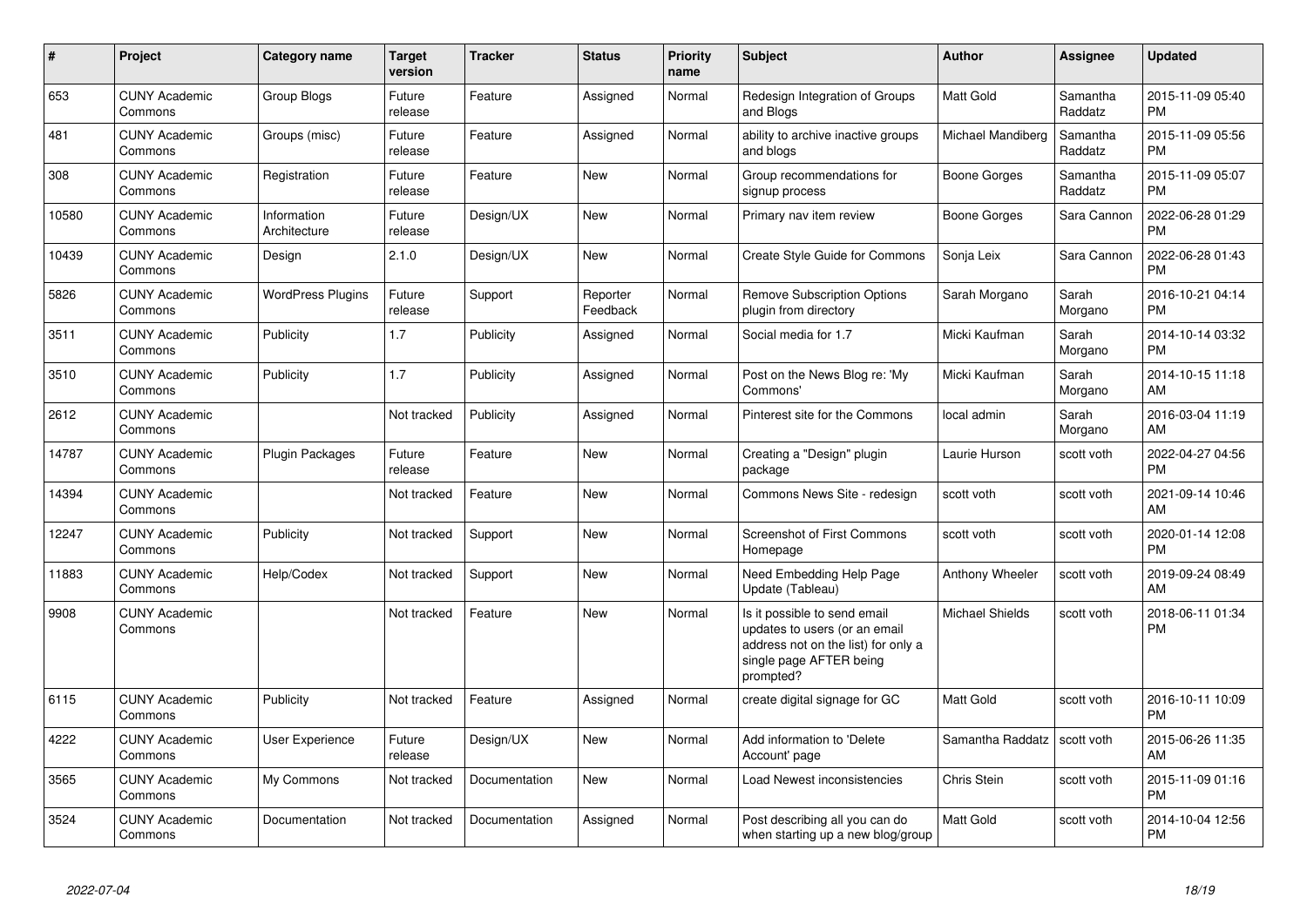| # | Project | Category name | Target version | Tracker | Status | Priority name | Subject | Author | Assignee | Updated |
|---|---|---|---|---|---|---|---|---|---|---|
| 653 | CUNY Academic Commons | Group Blogs | Future release | Feature | Assigned | Normal | Redesign Integration of Groups and Blogs | Matt Gold | Samantha Raddatz | 2015-11-09 05:40 PM |
| 481 | CUNY Academic Commons | Groups (misc) | Future release | Feature | Assigned | Normal | ability to archive inactive groups and blogs | Michael Mandiberg | Samantha Raddatz | 2015-11-09 05:56 PM |
| 308 | CUNY Academic Commons | Registration | Future release | Feature | New | Normal | Group recommendations for signup process | Boone Gorges | Samantha Raddatz | 2015-11-09 05:07 PM |
| 10580 | CUNY Academic Commons | Information Architecture | Future release | Design/UX | New | Normal | Primary nav item review | Boone Gorges | Sara Cannon | 2022-06-28 01:29 PM |
| 10439 | CUNY Academic Commons | Design | 2.1.0 | Design/UX | New | Normal | Create Style Guide for Commons | Sonja Leix | Sara Cannon | 2022-06-28 01:43 PM |
| 5826 | CUNY Academic Commons | WordPress Plugins | Future release | Support | Reporter Feedback | Normal | Remove Subscription Options plugin from directory | Sarah Morgano | Sarah Morgano | 2016-10-21 04:14 PM |
| 3511 | CUNY Academic Commons | Publicity | 1.7 | Publicity | Assigned | Normal | Social media for 1.7 | Micki Kaufman | Sarah Morgano | 2014-10-14 03:32 PM |
| 3510 | CUNY Academic Commons | Publicity | 1.7 | Publicity | Assigned | Normal | Post on the News Blog re: 'My Commons' | Micki Kaufman | Sarah Morgano | 2014-10-15 11:18 AM |
| 2612 | CUNY Academic Commons | | Not tracked | Publicity | Assigned | Normal | Pinterest site for the Commons | local admin | Sarah Morgano | 2016-03-04 11:19 AM |
| 14787 | CUNY Academic Commons | Plugin Packages | Future release | Feature | New | Normal | Creating a "Design" plugin package | Laurie Hurson | scott voth | 2022-04-27 04:56 PM |
| 14394 | CUNY Academic Commons | | Not tracked | Feature | New | Normal | Commons News Site - redesign | scott voth | scott voth | 2021-09-14 10:46 AM |
| 12247 | CUNY Academic Commons | Publicity | Not tracked | Support | New | Normal | Screenshot of First Commons Homepage | scott voth | scott voth | 2020-01-14 12:08 PM |
| 11883 | CUNY Academic Commons | Help/Codex | Not tracked | Support | New | Normal | Need Embedding Help Page Update (Tableau) | Anthony Wheeler | scott voth | 2019-09-24 08:49 AM |
| 9908 | CUNY Academic Commons | | Not tracked | Feature | New | Normal | Is it possible to send email updates to users (or an email address not on the list) for only a single page AFTER being prompted? | Michael Shields | scott voth | 2018-06-11 01:34 PM |
| 6115 | CUNY Academic Commons | Publicity | Not tracked | Feature | Assigned | Normal | create digital signage for GC | Matt Gold | scott voth | 2016-10-11 10:09 PM |
| 4222 | CUNY Academic Commons | User Experience | Future release | Design/UX | New | Normal | Add information to 'Delete Account' page | Samantha Raddatz | scott voth | 2015-06-26 11:35 AM |
| 3565 | CUNY Academic Commons | My Commons | Not tracked | Documentation | New | Normal | Load Newest inconsistencies | Chris Stein | scott voth | 2015-11-09 01:16 PM |
| 3524 | CUNY Academic Commons | Documentation | Not tracked | Documentation | Assigned | Normal | Post describing all you can do when starting up a new blog/group | Matt Gold | scott voth | 2014-10-04 12:56 PM |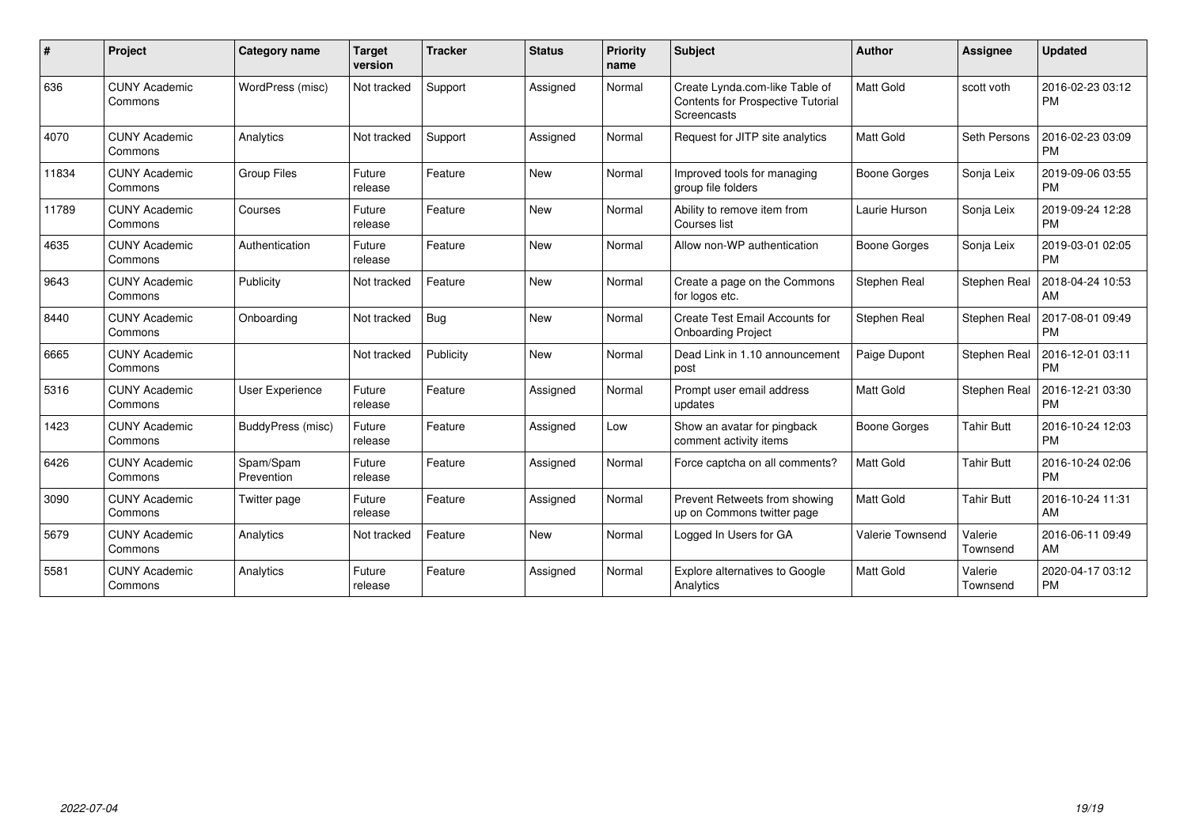| # | Project | Category name | Target version | Tracker | Status | Priority name | Subject | Author | Assignee | Updated |
|---|---|---|---|---|---|---|---|---|---|---|
| 636 | CUNY Academic Commons | WordPress (misc) | Not tracked | Support | Assigned | Normal | Create Lynda.com-like Table of Contents for Prospective Tutorial Screencasts | Matt Gold | scott voth | 2016-02-23 03:12 PM |
| 4070 | CUNY Academic Commons | Analytics | Not tracked | Support | Assigned | Normal | Request for JITP site analytics | Matt Gold | Seth Persons | 2016-02-23 03:09 PM |
| 11834 | CUNY Academic Commons | Group Files | Future release | Feature | New | Normal | Improved tools for managing group file folders | Boone Gorges | Sonja Leix | 2019-09-06 03:55 PM |
| 11789 | CUNY Academic Commons | Courses | Future release | Feature | New | Normal | Ability to remove item from Courses list | Laurie Hurson | Sonja Leix | 2019-09-24 12:28 PM |
| 4635 | CUNY Academic Commons | Authentication | Future release | Feature | New | Normal | Allow non-WP authentication | Boone Gorges | Sonja Leix | 2019-03-01 02:05 PM |
| 9643 | CUNY Academic Commons | Publicity | Not tracked | Feature | New | Normal | Create a page on the Commons for logos etc. | Stephen Real | Stephen Real | 2018-04-24 10:53 AM |
| 8440 | CUNY Academic Commons | Onboarding | Not tracked | Bug | New | Normal | Create Test Email Accounts for Onboarding Project | Stephen Real | Stephen Real | 2017-08-01 09:49 PM |
| 6665 | CUNY Academic Commons | | Not tracked | Publicity | New | Normal | Dead Link in 1.10 announcement post | Paige Dupont | Stephen Real | 2016-12-01 03:11 PM |
| 5316 | CUNY Academic Commons | User Experience | Future release | Feature | Assigned | Normal | Prompt user email address updates | Matt Gold | Stephen Real | 2016-12-21 03:30 PM |
| 1423 | CUNY Academic Commons | BuddyPress (misc) | Future release | Feature | Assigned | Low | Show an avatar for pingback comment activity items | Boone Gorges | Tahir Butt | 2016-10-24 12:03 PM |
| 6426 | CUNY Academic Commons | Spam/Spam Prevention | Future release | Feature | Assigned | Normal | Force captcha on all comments? | Matt Gold | Tahir Butt | 2016-10-24 02:06 PM |
| 3090 | CUNY Academic Commons | Twitter page | Future release | Feature | Assigned | Normal | Prevent Retweets from showing up on Commons twitter page | Matt Gold | Tahir Butt | 2016-10-24 11:31 AM |
| 5679 | CUNY Academic Commons | Analytics | Not tracked | Feature | New | Normal | Logged In Users for GA | Valerie Townsend | Valerie Townsend | 2016-06-11 09:49 AM |
| 5581 | CUNY Academic Commons | Analytics | Future release | Feature | Assigned | Normal | Explore alternatives to Google Analytics | Matt Gold | Valerie Townsend | 2020-04-17 03:12 PM |